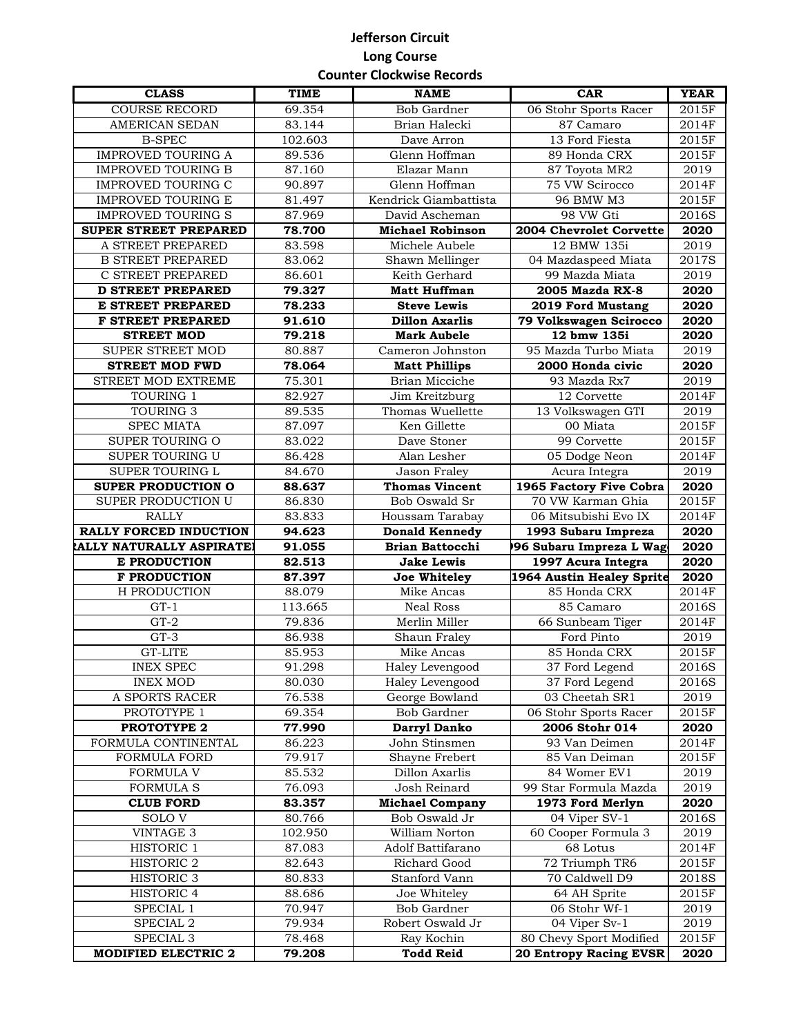# Jefferson Circuit
## Long Course
## Counter Clockwise Records

| CLASS | TIME | NAME | CAR | YEAR |
|---|---|---|---|---|
| COURSE RECORD | 69.354 | Bob Gardner | 06 Stohr Sports Racer | 2015F |
| AMERICAN SEDAN | 83.144 | Brian Halecki | 87 Camaro | 2014F |
| B-SPEC | 102.603 | Dave Arron | 13 Ford Fiesta | 2015F |
| IMPROVED TOURING A | 89.536 | Glenn Hoffman | 89 Honda CRX | 2015F |
| IMPROVED TOURING B | 87.160 | Elazar Mann | 87 Toyota MR2 | 2019 |
| IMPROVED TOURING C | 90.897 | Glenn Hoffman | 75 VW Scirocco | 2014F |
| IMPROVED TOURING E | 81.497 | Kendrick Giambattista | 96 BMW M3 | 2015F |
| IMPROVED TOURING S | 87.969 | David Ascheman | 98 VW Gti | 2016S |
| **SUPER STREET PREPARED** | **78.700** | **Michael Robinson** | **2004 Chevrolet Corvette** | **2020** |
| A STREET PREPARED | 83.598 | Michele Aubele | 12 BMW 135i | 2019 |
| B STREET PREPARED | 83.062 | Shawn Mellinger | 04 Mazdaspeed Miata | 2017S |
| C STREET PREPARED | 86.601 | Keith Gerhard | 99 Mazda Miata | 2019 |
| **D STREET PREPARED** | **79.327** | **Matt Huffman** | **2005 Mazda RX-8** | **2020** |
| **E STREET PREPARED** | **78.233** | **Steve Lewis** | **2019 Ford Mustang** | **2020** |
| **F STREET PREPARED** | **91.610** | **Dillon Axarlis** | **79 Volkswagen Scirocco** | **2020** |
| **STREET MOD** | **79.218** | **Mark Aubele** | **12 bmw 135i** | **2020** |
| SUPER STREET MOD | 80.887 | Cameron Johnston | 95 Mazda Turbo Miata | 2019 |
| **STREET MOD FWD** | **78.064** | **Matt Phillips** | **2000 Honda civic** | **2020** |
| STREET MOD EXTREME | 75.301 | Brian Micciche | 93 Mazda Rx7 | 2019 |
| TOURING 1 | 82.927 | Jim Kreitzburg | 12 Corvette | 2014F |
| TOURING 3 | 89.535 | Thomas Wuellette | 13 Volkswagen GTI | 2019 |
| SPEC MIATA | 87.097 | Ken Gillette | 00 Miata | 2015F |
| SUPER TOURING O | 83.022 | Dave Stoner | 99 Corvette | 2015F |
| SUPER TOURING U | 86.428 | Alan Lesher | 05 Dodge Neon | 2014F |
| SUPER TOURING L | 84.670 | Jason Fraley | Acura Integra | 2019 |
| **SUPER PRODUCTION O** | **88.637** | **Thomas Vincent** | **1965 Factory Five Cobra** | **2020** |
| SUPER PRODUCTION U | 86.830 | Bob Oswald Sr | 70 VW Karman Ghia | 2015F |
| RALLY | 83.833 | Houssam Tarabay | 06 Mitsubishi Evo IX | 2014F |
| **RALLY FORCED INDUCTION** | **94.623** | **Donald Kennedy** | **1993 Subaru Impreza** | **2020** |
| **RALLY NATURALLY ASPIRATED** | **91.055** | **Brian Battocchi** | **96 Subaru Impreza L Wag** | **2020** |
| **E PRODUCTION** | **82.513** | **Jake Lewis** | **1997 Acura Integra** | **2020** |
| **F PRODUCTION** | **87.397** | **Joe Whiteley** | **1964 Austin Healey Sprite** | **2020** |
| H PRODUCTION | 88.079 | Mike Ancas | 85 Honda CRX | 2014F |
| GT-1 | 113.665 | Neal Ross | 85 Camaro | 2016S |
| GT-2 | 79.836 | Merlin Miller | 66 Sunbeam Tiger | 2014F |
| GT-3 | 86.938 | Shaun Fraley | Ford Pinto | 2019 |
| GT-LITE | 85.953 | Mike Ancas | 85 Honda CRX | 2015F |
| INEX SPEC | 91.298 | Haley Levengood | 37 Ford Legend | 2016S |
| INEX MOD | 80.030 | Haley Levengood | 37 Ford Legend | 2016S |
| A SPORTS RACER | 76.538 | George Bowland | 03 Cheetah SR1 | 2019 |
| PROTOTYPE 1 | 69.354 | Bob Gardner | 06 Stohr Sports Racer | 2015F |
| **PROTOTYPE 2** | **77.990** | **Darryl Danko** | **2006 Stohr 014** | **2020** |
| FORMULA CONTINENTAL | 86.223 | John Stinsmen | 93 Van Deimen | 2014F |
| FORMULA FORD | 79.917 | Shayne Frebert | 85 Van Deiman | 2015F |
| FORMULA V | 85.532 | Dillon Axarlis | 84 Womer EV1 | 2019 |
| FORMULA S | 76.093 | Josh Reinard | 99 Star Formula Mazda | 2019 |
| **CLUB FORD** | **83.357** | **Michael Company** | **1973 Ford Merlyn** | **2020** |
| SOLO V | 80.766 | Bob Oswald Jr | 04 Viper SV-1 | 2016S |
| VINTAGE 3 | 102.950 | William Norton | 60 Cooper Formula 3 | 2019 |
| HISTORIC 1 | 87.083 | Adolf Battifarano | 68 Lotus | 2014F |
| HISTORIC 2 | 82.643 | Richard Good | 72 Triumph TR6 | 2015F |
| HISTORIC 3 | 80.833 | Stanford Vann | 70 Caldwell D9 | 2018S |
| HISTORIC 4 | 88.686 | Joe Whiteley | 64 AH Sprite | 2015F |
| SPECIAL 1 | 70.947 | Bob Gardner | 06 Stohr Wf-1 | 2019 |
| SPECIAL 2 | 79.934 | Robert Oswald Jr | 04 Viper Sv-1 | 2019 |
| SPECIAL 3 | 78.468 | Ray Kochin | 80 Chevy Sport Modified | 2015F |
| **MODIFIED ELECTRIC 2** | **79.208** | **Todd Reid** | **20 Entropy Racing EVSR** | **2020** |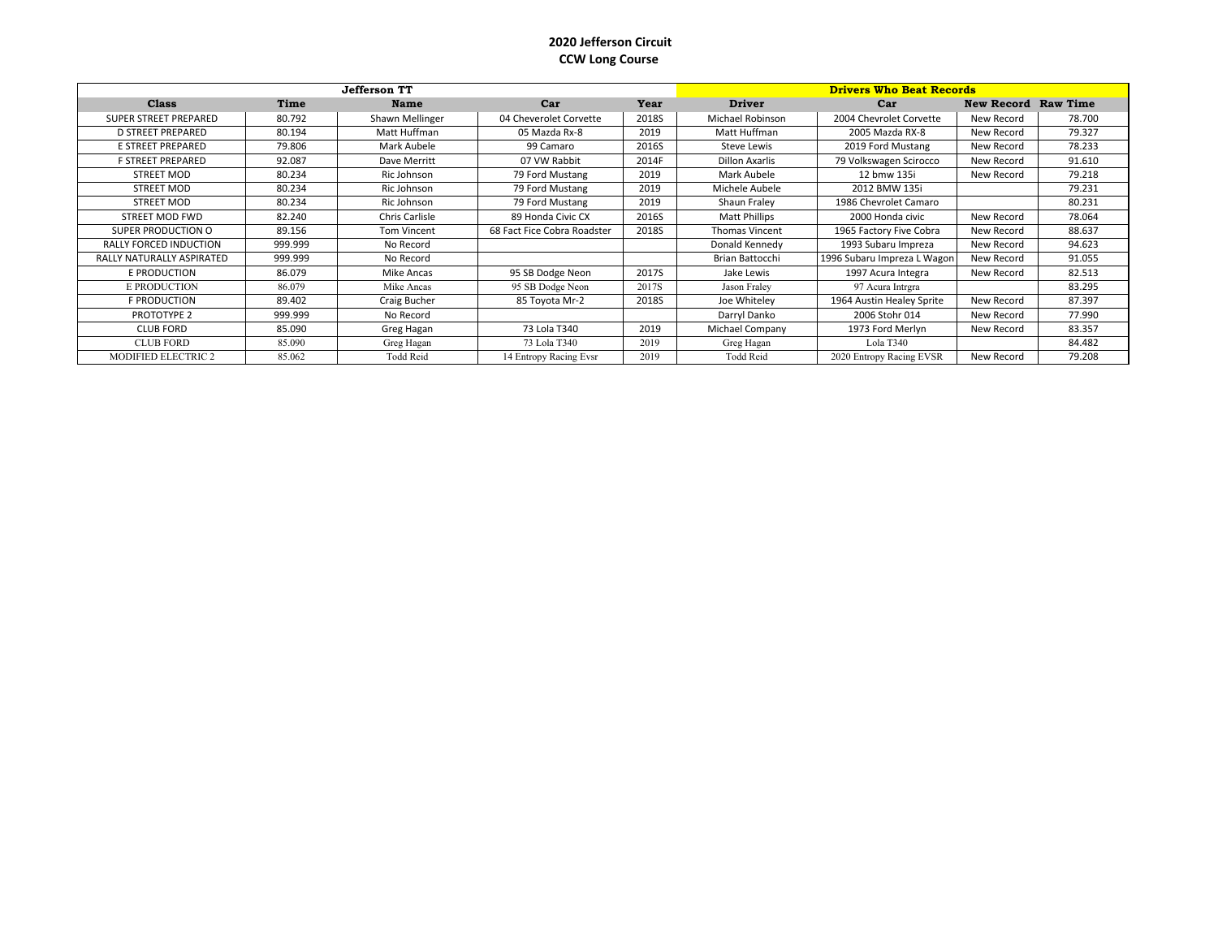**2020 Jefferson Circuit**
**CCW Long Course**

| Jefferson TT | | | | | Drivers Who Beat Records | | | |
|---|---|---|---|---|---|---|---|---|
| **Class** | **Time** | **Name** | **Car** | **Year** | **Driver** | **Car** | **New Record** | **Raw Time** |
| SUPER STREET PREPARED | 80.792 | Shawn Mellinger | 04 Cheverolet Corvette | 2018S | Michael Robinson | 2004 Chevrolet Corvette | New Record | 78.700 |
| D STREET PREPARED | 80.194 | Matt Huffman | 05 Mazda Rx-8 | 2019 | Matt Huffman | 2005 Mazda RX-8 | New Record | 79.327 |
| E STREET PREPARED | 79.806 | Mark Aubele | 99 Camaro | 2016S | Steve Lewis | 2019 Ford Mustang | New Record | 78.233 |
| F STREET PREPARED | 92.087 | Dave Merritt | 07 VW Rabbit | 2014F | Dillon Axarlis | 79 Volkswagen Scirocco | New Record | 91.610 |
| STREET MOD | 80.234 | Ric Johnson | 79 Ford Mustang | 2019 | Mark Aubele | 12 bmw 135i | New Record | 79.218 |
| STREET MOD | 80.234 | Ric Johnson | 79 Ford Mustang | 2019 | Michele Aubele | 2012 BMW 135i | | 79.231 |
| STREET MOD | 80.234 | Ric Johnson | 79 Ford Mustang | 2019 | Shaun Fraley | 1986 Chevrolet Camaro | | 80.231 |
| STREET MOD FWD | 82.240 | Chris Carlisle | 89 Honda Civic CX | 2016S | Matt Phillips | 2000 Honda civic | New Record | 78.064 |
| SUPER PRODUCTION O | 89.156 | Tom Vincent | 68 Fact Fice Cobra Roadster | 2018S | Thomas Vincent | 1965 Factory Five Cobra | New Record | 88.637 |
| RALLY FORCED INDUCTION | 999.999 | No Record | | | Donald Kennedy | 1993 Subaru Impreza | New Record | 94.623 |
| RALLY NATURALLY ASPIRATED | 999.999 | No Record | | | Brian Battocchi | 1996 Subaru Impreza L Wagon | New Record | 91.055 |
| E PRODUCTION | 86.079 | Mike Ancas | 95 SB Dodge Neon | 2017S | Jake Lewis | 1997 Acura Integra | New Record | 82.513 |
| E PRODUCTION | 86.079 | Mike Ancas | 95 SB Dodge Neon | 2017S | Jason Fraley | 97 Acura Intrgra | | 83.295 |
| F PRODUCTION | 89.402 | Craig Bucher | 85 Toyota Mr-2 | 2018S | Joe Whiteley | 1964 Austin Healey Sprite | New Record | 87.397 |
| PROTOTYPE 2 | 999.999 | No Record | | | Darryl Danko | 2006 Stohr 014 | New Record | 77.990 |
| CLUB FORD | 85.090 | Greg Hagan | 73 Lola T340 | 2019 | Michael Company | 1973 Ford Merlyn | New Record | 83.357 |
| CLUB FORD | 85.090 | Greg Hagan | 73 Lola T340 | 2019 | Greg Hagan | Lola T340 | | 84.482 |
| MODIFIED ELECTRIC 2 | 85.062 | Todd Reid | 14 Entropy Racing Evsr | 2019 | Todd Reid | 2020 Entropy Racing EVSR | New Record | 79.208 |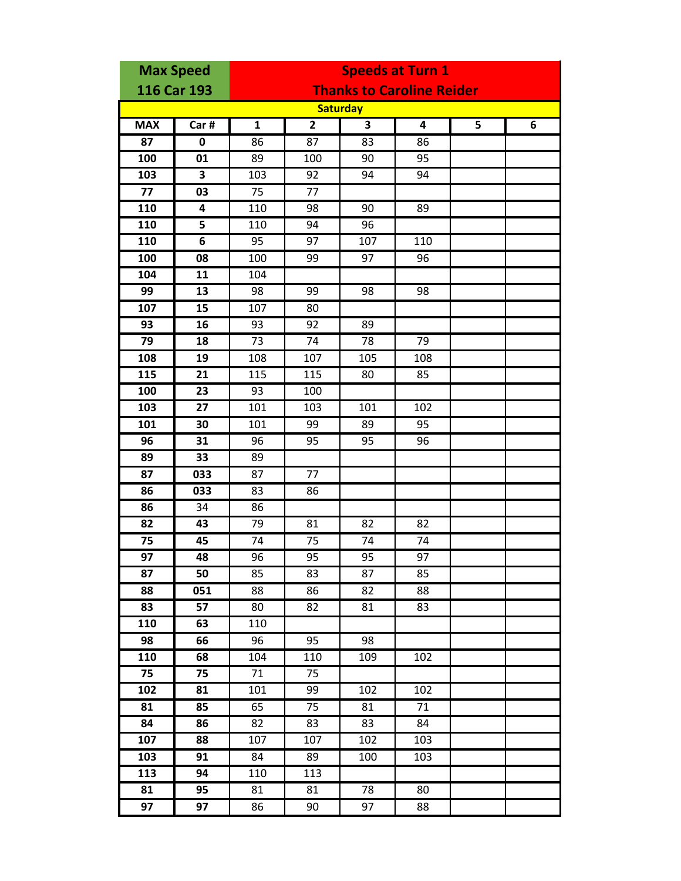| Max Speed 116 Car 193 | | Speeds at Turn 1 Thanks to Caroline Reider | | | | | |
|---|---|---|---|---|---|---|---|
| Saturday | | | | | | | |
| **MAX** | **Car #** | **1** | **2** | **3** | **4** | **5** | **6** |
| **87** | **0** | 86 | 87 | 83 | 86 | | |
| **100** | **01** | 89 | 100 | 90 | 95 | | |
| **103** | **3** | 103 | 92 | 94 | 94 | | |
| **77** | **03** | 75 | 77 | | | | |
| **110** | **4** | 110 | 98 | 90 | 89 | | |
| **110** | **5** | 110 | 94 | 96 | | | |
| **110** | **6** | 95 | 97 | 107 | 110 | | |
| **100** | **08** | 100 | 99 | 97 | 96 | | |
| **104** | **11** | 104 | | | | | |
| **99** | **13** | 98 | 99 | 98 | 98 | | |
| **107** | **15** | 107 | 80 | | | | |
| **93** | **16** | 93 | 92 | 89 | | | |
| **79** | **18** | 73 | 74 | 78 | 79 | | |
| **108** | **19** | 108 | 107 | 105 | 108 | | |
| **115** | **21** | 115 | 115 | 80 | 85 | | |
| **100** | **23** | 93 | 100 | | | | |
| **103** | **27** | 101 | 103 | 101 | 102 | | |
| **101** | **30** | 101 | 99 | 89 | 95 | | |
| **96** | **31** | 96 | 95 | 95 | 96 | | |
| **89** | **33** | 89 | | | | | |
| **87** | **033** | 87 | 77 | | | | |
| **86** | **033** | 83 | 86 | | | | |
| **86** | 34 | 86 | | | | | |
| **82** | **43** | 79 | 81 | 82 | 82 | | |
| **75** | **45** | 74 | 75 | 74 | 74 | | |
| **97** | **48** | 96 | 95 | 95 | 97 | | |
| **87** | **50** | 85 | 83 | 87 | 85 | | |
| **88** | **051** | 88 | 86 | 82 | 88 | | |
| **83** | **57** | 80 | 82 | 81 | 83 | | |
| **110** | **63** | 110 | | | | | |
| **98** | **66** | 96 | 95 | 98 | | | |
| **110** | **68** | 104 | 110 | 109 | 102 | | |
| **75** | **75** | 71 | 75 | | | | |
| **102** | **81** | 101 | 99 | 102 | 102 | | |
| **81** | **85** | 65 | 75 | 81 | 71 | | |
| **84** | **86** | 82 | 83 | 83 | 84 | | |
| **107** | **88** | 107 | 107 | 102 | 103 | | |
| **103** | **91** | 84 | 89 | 100 | 103 | | |
| **113** | **94** | 110 | 113 | | | | |
| **81** | **95** | 81 | 81 | 78 | 80 | | |
| **97** | **97** | 86 | 90 | 97 | 88 | | |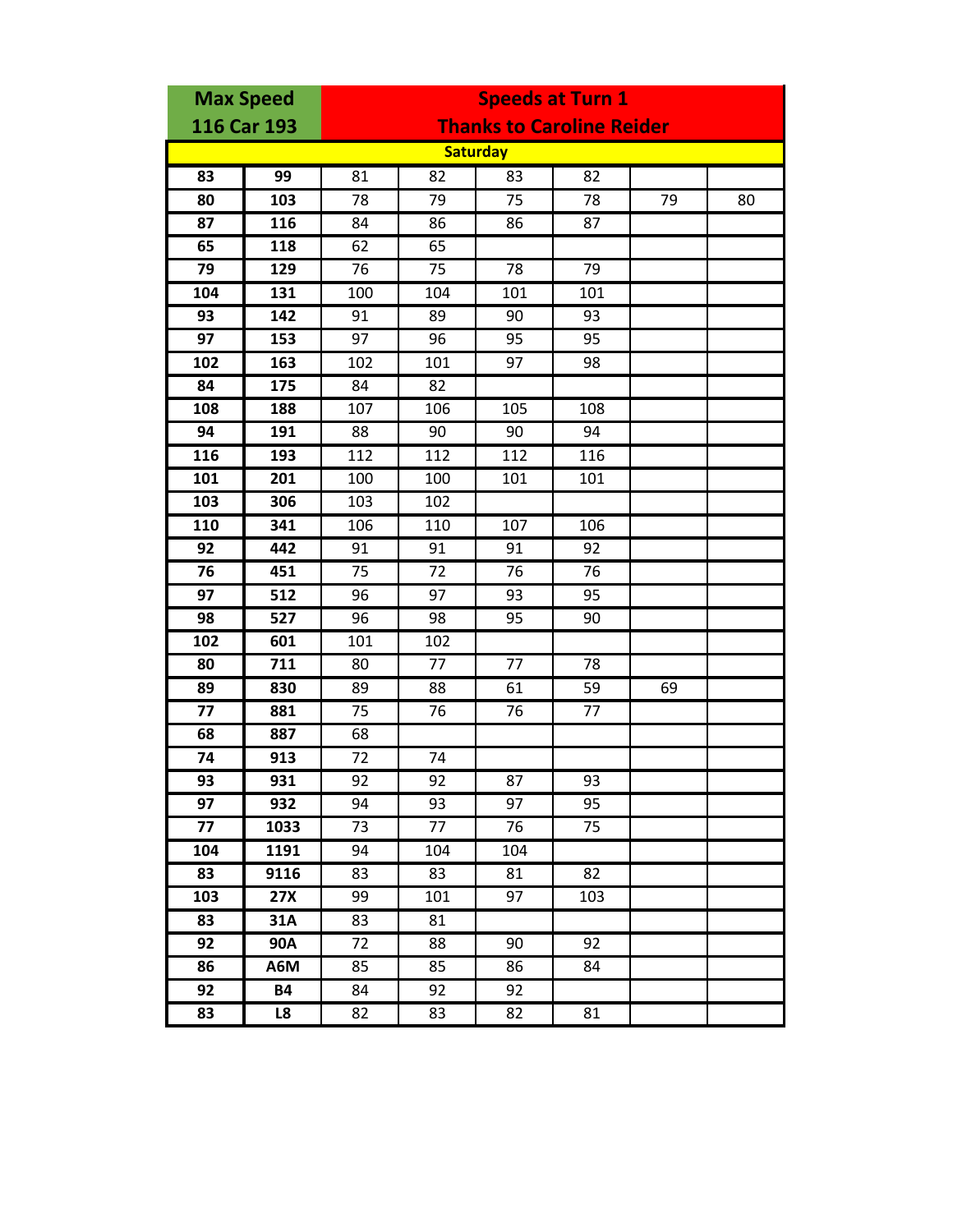| Max Speed 116 Car 193 | | Speeds at Turn 1 Thanks to Caroline Reider | | | | | |
|---|---|---|---|---|---|---|---|
| Saturday | | | | | | | |
| **83** | **99** | 81 | 82 | 83 | 82 | | |
| **80** | **103** | 78 | 79 | 75 | 78 | 79 | 80 |
| **87** | **116** | 84 | 86 | 86 | 87 | | |
| **65** | **118** | 62 | 65 | | | | |
| **79** | **129** | 76 | 75 | 78 | 79 | | |
| **104** | **131** | 100 | 104 | 101 | 101 | | |
| **93** | **142** | 91 | 89 | 90 | 93 | | |
| **97** | **153** | 97 | 96 | 95 | 95 | | |
| **102** | **163** | 102 | 101 | 97 | 98 | | |
| **84** | **175** | 84 | 82 | | | | |
| **108** | **188** | 107 | 106 | 105 | 108 | | |
| **94** | **191** | 88 | 90 | 90 | 94 | | |
| **116** | **193** | 112 | 112 | 112 | 116 | | |
| **101** | **201** | 100 | 100 | 101 | 101 | | |
| **103** | **306** | 103 | 102 | | | | |
| **110** | **341** | 106 | 110 | 107 | 106 | | |
| **92** | **442** | 91 | 91 | 91 | 92 | | |
| **76** | **451** | 75 | 72 | 76 | 76 | | |
| **97** | **512** | 96 | 97 | 93 | 95 | | |
| **98** | **527** | 96 | 98 | 95 | 90 | | |
| **102** | **601** | 101 | 102 | | | | |
| **80** | **711** | 80 | 77 | 77 | 78 | | |
| **89** | **830** | 89 | 88 | 61 | 59 | 69 | |
| **77** | **881** | 75 | 76 | 76 | 77 | | |
| **68** | **887** | 68 | | | | | |
| **74** | **913** | 72 | 74 | | | | |
| **93** | **931** | 92 | 92 | 87 | 93 | | |
| **97** | **932** | 94 | 93 | 97 | 95 | | |
| **77** | **1033** | 73 | 77 | 76 | 75 | | |
| **104** | **1191** | 94 | 104 | 104 | | | |
| **83** | **9116** | 83 | 83 | 81 | 82 | | |
| **103** | **27X** | 99 | 101 | 97 | 103 | | |
| **83** | **31A** | 83 | 81 | | | | |
| **92** | **90A** | 72 | 88 | 90 | 92 | | |
| **86** | **A6M** | 85 | 85 | 86 | 84 | | |
| **92** | **B4** | 84 | 92 | 92 | | | |
| **83** | **L8** | 82 | 83 | 82 | 81 | | |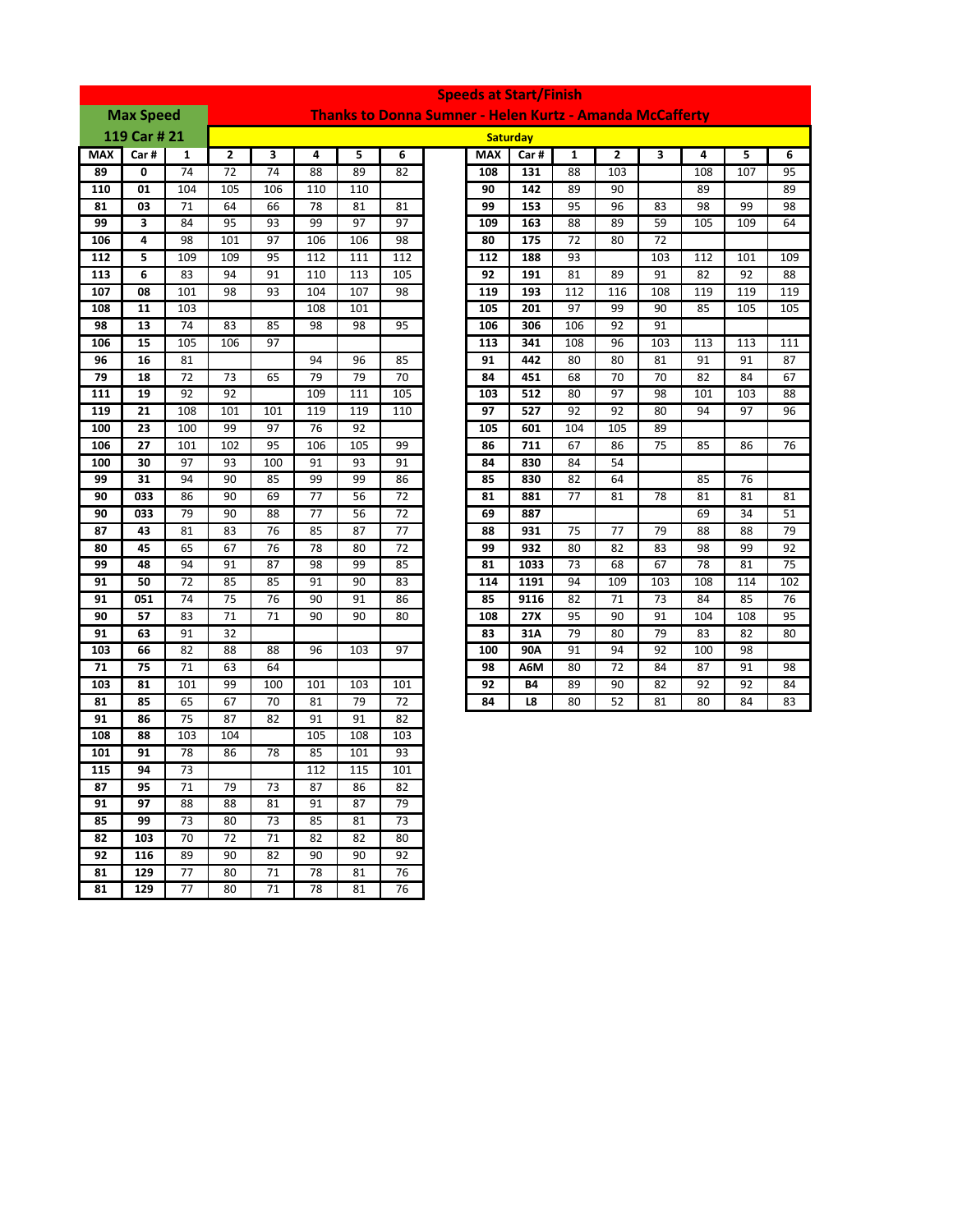## Speeds at Start/Finish

**Max Speed**
**119 Car # 21**

**Thanks to Donna Sumner - Helen Kurtz - Amanda McCafferty**

**Saturday**

| MAX | Car # | 1 | 2 | 3 | 4 | 5 | 6 |
|---|---|---|---|---|---|---|---|
| 89 | 0 | 74 | 72 | 74 | 88 | 89 | 82 |
| 110 | 01 | 104 | 105 | 106 | 110 | 110 | |
| 81 | 03 | 71 | 64 | 66 | 78 | 81 | 81 |
| 99 | 3 | 84 | 95 | 93 | 99 | 97 | 97 |
| 106 | 4 | 98 | 101 | 97 | 106 | 106 | 98 |
| 112 | 5 | 109 | 109 | 95 | 112 | 111 | 112 |
| 113 | 6 | 83 | 94 | 91 | 110 | 113 | 105 |
| 107 | 08 | 101 | 98 | 93 | 104 | 107 | 98 |
| 108 | 11 | 103 | | | 108 | 101 | |
| 98 | 13 | 74 | 83 | 85 | 98 | 98 | 95 |
| 106 | 15 | 105 | 106 | 97 | | | |
| 96 | 16 | 81 | | | 94 | 96 | 85 |
| 79 | 18 | 72 | 73 | 65 | 79 | 79 | 70 |
| 111 | 19 | 92 | 92 | | 109 | 111 | 105 |
| 119 | 21 | 108 | 101 | 101 | 119 | 119 | 110 |
| 100 | 23 | 100 | 99 | 97 | 76 | 92 | |
| 106 | 27 | 101 | 102 | 95 | 106 | 105 | 99 |
| 100 | 30 | 97 | 93 | 100 | 91 | 93 | 91 |
| 99 | 31 | 94 | 90 | 85 | 99 | 99 | 86 |
| 90 | 033 | 86 | 90 | 69 | 77 | 56 | 72 |
| 90 | 033 | 79 | 90 | 88 | 77 | 56 | 72 |
| 87 | 43 | 81 | 83 | 76 | 85 | 87 | 77 |
| 80 | 45 | 65 | 67 | 76 | 78 | 80 | 72 |
| 99 | 48 | 94 | 91 | 87 | 98 | 99 | 85 |
| 91 | 50 | 72 | 85 | 85 | 91 | 90 | 83 |
| 91 | 051 | 74 | 75 | 76 | 90 | 91 | 86 |
| 90 | 57 | 83 | 71 | 71 | 90 | 90 | 80 |
| 91 | 63 | 91 | 32 | | | | |
| 103 | 66 | 82 | 88 | 88 | 96 | 103 | 97 |
| 71 | 75 | 71 | 63 | 64 | | | |
| 103 | 81 | 101 | 99 | 100 | 101 | 103 | 101 |
| 81 | 85 | 65 | 67 | 70 | 81 | 79 | 72 |
| 91 | 86 | 75 | 87 | 82 | 91 | 91 | 82 |
| 108 | 88 | 103 | 104 | | 105 | 108 | 103 |
| 101 | 91 | 78 | 86 | 78 | 85 | 101 | 93 |
| 115 | 94 | 73 | | | 112 | 115 | 101 |
| 87 | 95 | 71 | 79 | 73 | 87 | 86 | 82 |
| 91 | 97 | 88 | 88 | 81 | 91 | 87 | 79 |
| 85 | 99 | 73 | 80 | 73 | 85 | 81 | 73 |
| 82 | 103 | 70 | 72 | 71 | 82 | 82 | 80 |
| 92 | 116 | 89 | 90 | 82 | 90 | 90 | 92 |
| 81 | 129 | 77 | 80 | 71 | 78 | 81 | 76 |
| 81 | 129 | 77 | 80 | 71 | 78 | 81 | 76 |
| 108 | 131 | 88 | 103 | | 108 | 107 | 95 |
| 90 | 142 | 89 | 90 | | 89 | | 89 |
| 99 | 153 | 95 | 96 | 83 | 98 | 99 | 98 |
| 109 | 163 | 88 | 89 | 59 | 105 | 109 | 64 |
| 80 | 175 | 72 | 80 | 72 | | | |
| 112 | 188 | 93 | | 103 | 112 | 101 | 109 |
| 92 | 191 | 81 | 89 | 91 | 82 | 92 | 88 |
| 119 | 193 | 112 | 116 | 108 | 119 | 119 | 119 |
| 105 | 201 | 97 | 99 | 90 | 85 | 105 | 105 |
| 106 | 306 | 106 | 92 | 91 | | | |
| 113 | 341 | 108 | 96 | 103 | 113 | 113 | 111 |
| 91 | 442 | 80 | 80 | 81 | 91 | 91 | 87 |
| 84 | 451 | 68 | 70 | 70 | 82 | 84 | 67 |
| 103 | 512 | 80 | 97 | 98 | 101 | 103 | 88 |
| 97 | 527 | 92 | 92 | 80 | 94 | 97 | 96 |
| 105 | 601 | 104 | 105 | 89 | | | |
| 86 | 711 | 67 | 86 | 75 | 85 | 86 | 76 |
| 84 | 830 | 84 | 54 | | | | |
| 85 | 830 | 82 | 64 | | 85 | 76 | |
| 81 | 881 | 77 | 81 | 78 | 81 | 81 | 81 |
| 69 | 887 | | | | 69 | 34 | 51 |
| 88 | 931 | 75 | 77 | 79 | 88 | 88 | 79 |
| 99 | 932 | 80 | 82 | 83 | 98 | 99 | 92 |
| 81 | 1033 | 73 | 68 | 67 | 78 | 81 | 75 |
| 114 | 1191 | 94 | 109 | 103 | 108 | 114 | 102 |
| 85 | 9116 | 82 | 71 | 73 | 84 | 85 | 76 |
| 108 | 27X | 95 | 90 | 91 | 104 | 108 | 95 |
| 83 | 31A | 79 | 80 | 79 | 83 | 82 | 80 |
| 100 | 90A | 91 | 94 | 92 | 100 | 98 | |
| 98 | A6M | 80 | 72 | 84 | 87 | 91 | 98 |
| 92 | B4 | 89 | 90 | 82 | 92 | 92 | 84 |
| 84 | L8 | 80 | 52 | 81 | 80 | 84 | 83 |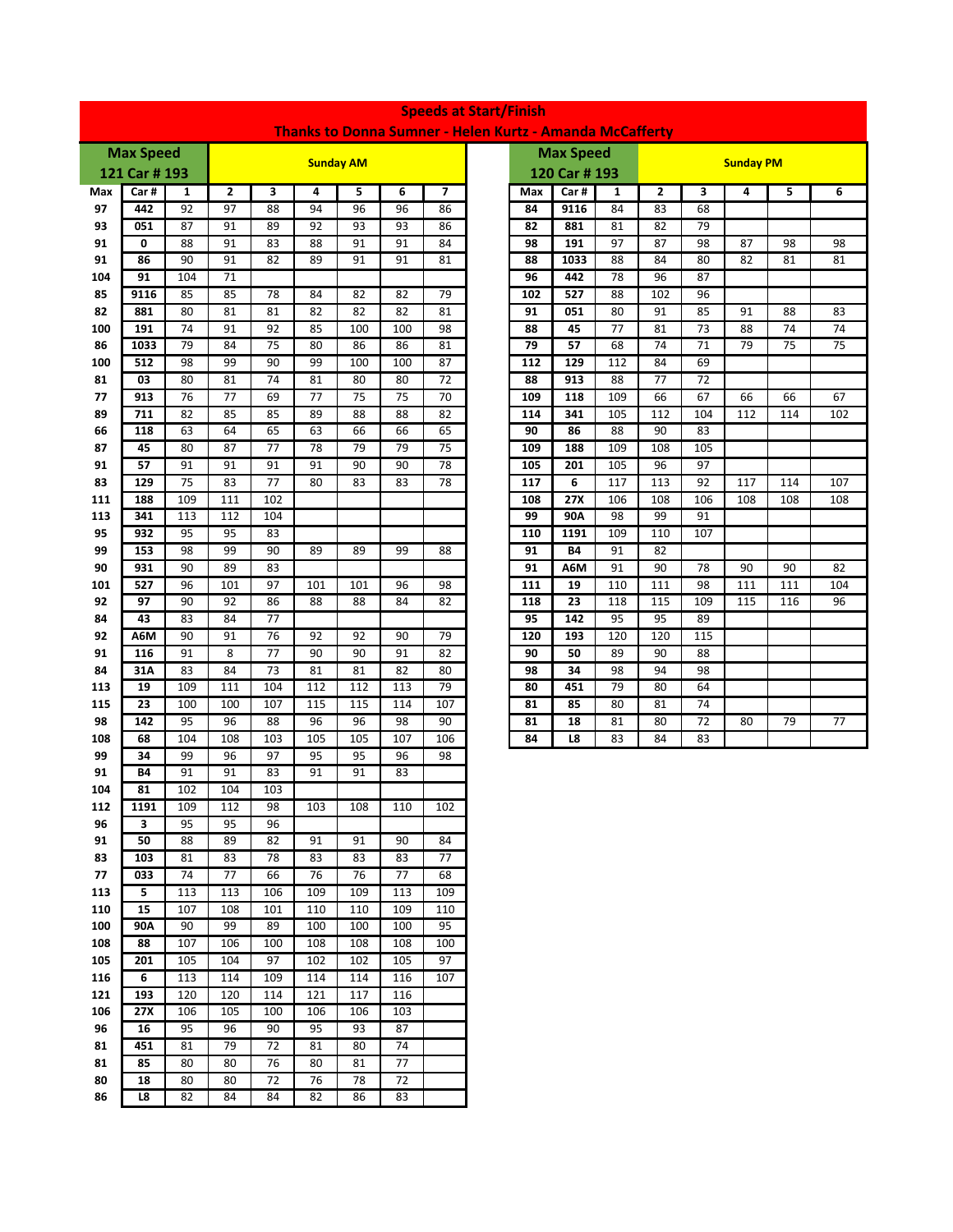# Speeds at Start/Finish

**Thanks to Donna Sumner - Helen Kurtz - Amanda McCafferty**

## Sunday AM

Max Speed 121 Car # 193

| Max | Car # | 1 | 2 | 3 | 4 | 5 | 6 | 7 |
|---|---|---|---|---|---|---|---|---|
| 97 | 442 | 92 | 97 | 88 | 94 | 96 | 96 | 86 |
| 93 | 051 | 87 | 91 | 89 | 92 | 93 | 93 | 86 |
| 91 | 0 | 88 | 91 | 83 | 88 | 91 | 91 | 84 |
| 91 | 86 | 90 | 91 | 82 | 89 | 91 | 91 | 81 |
| 104 | 91 | 104 | 71 | | | | | |
| 85 | 9116 | 85 | 85 | 78 | 84 | 82 | 82 | 79 |
| 82 | 881 | 80 | 81 | 81 | 82 | 82 | 82 | 81 |
| 100 | 191 | 74 | 91 | 92 | 85 | 100 | 100 | 98 |
| 86 | 1033 | 79 | 84 | 75 | 80 | 86 | 86 | 81 |
| 100 | 512 | 98 | 99 | 90 | 99 | 100 | 100 | 87 |
| 81 | 03 | 80 | 81 | 74 | 81 | 80 | 80 | 72 |
| 77 | 913 | 76 | 77 | 69 | 77 | 75 | 75 | 70 |
| 89 | 711 | 82 | 85 | 85 | 89 | 88 | 88 | 82 |
| 66 | 118 | 63 | 64 | 65 | 63 | 66 | 66 | 65 |
| 87 | 45 | 80 | 87 | 77 | 78 | 79 | 79 | 75 |
| 91 | 57 | 91 | 91 | 91 | 91 | 90 | 90 | 78 |
| 83 | 129 | 75 | 83 | 77 | 80 | 83 | 83 | 78 |
| 111 | 188 | 109 | 111 | 102 | | | | |
| 113 | 341 | 113 | 112 | 104 | | | | |
| 95 | 932 | 95 | 95 | 83 | | | | |
| 99 | 153 | 98 | 99 | 90 | 89 | 89 | 99 | 88 |
| 90 | 931 | 90 | 89 | 83 | | | | |
| 101 | 527 | 96 | 101 | 97 | 101 | 101 | 96 | 98 |
| 92 | 97 | 90 | 92 | 86 | 88 | 88 | 84 | 82 |
| 84 | 43 | 83 | 84 | 77 | | | | |
| 92 | A6M | 90 | 91 | 76 | 92 | 92 | 90 | 79 |
| 91 | 116 | 91 | 8 | 77 | 90 | 90 | 91 | 82 |
| 84 | 31A | 83 | 84 | 73 | 81 | 81 | 82 | 80 |
| 113 | 19 | 109 | 111 | 104 | 112 | 112 | 113 | 79 |
| 115 | 23 | 100 | 100 | 107 | 115 | 115 | 114 | 107 |
| 98 | 142 | 95 | 96 | 88 | 96 | 96 | 98 | 90 |
| 108 | 68 | 104 | 108 | 103 | 105 | 105 | 107 | 106 |
| 99 | 34 | 99 | 96 | 97 | 95 | 95 | 96 | 98 |
| 91 | B4 | 91 | 91 | 83 | 91 | 91 | 83 | |
| 104 | 81 | 102 | 104 | 103 | | | | |
| 112 | 1191 | 109 | 112 | 98 | 103 | 108 | 110 | 102 |
| 96 | 3 | 95 | 95 | 96 | | | | |
| 91 | 50 | 88 | 89 | 82 | 91 | 91 | 90 | 84 |
| 83 | 103 | 81 | 83 | 78 | 83 | 83 | 83 | 77 |
| 77 | 033 | 74 | 77 | 66 | 76 | 76 | 77 | 68 |
| 113 | 5 | 113 | 113 | 106 | 109 | 109 | 113 | 109 |
| 110 | 15 | 107 | 108 | 101 | 110 | 110 | 109 | 110 |
| 100 | 90A | 90 | 99 | 89 | 100 | 100 | 100 | 95 |
| 108 | 88 | 107 | 106 | 100 | 108 | 108 | 108 | 100 |
| 105 | 201 | 105 | 104 | 97 | 102 | 102 | 105 | 97 |
| 116 | 6 | 113 | 114 | 109 | 114 | 114 | 116 | 107 |
| 121 | 193 | 120 | 120 | 114 | 121 | 117 | 116 | |
| 106 | 27X | 106 | 105 | 100 | 106 | 106 | 103 | |
| 96 | 16 | 95 | 96 | 90 | 95 | 93 | 87 | |
| 81 | 451 | 81 | 79 | 72 | 81 | 80 | 74 | |
| 81 | 85 | 80 | 80 | 76 | 80 | 81 | 77 | |
| 80 | 18 | 80 | 80 | 72 | 76 | 78 | 72 | |
| 86 | L8 | 82 | 84 | 84 | 82 | 86 | 83 | |

## Sunday PM

Max Speed 120 Car # 193

| Max | Car # | 1 | 2 | 3 | 4 | 5 | 6 |
|---|---|---|---|---|---|---|---|
| 84 | 9116 | 84 | 83 | 68 | | | |
| 82 | 881 | 81 | 82 | 79 | | | |
| 98 | 191 | 97 | 87 | 98 | 87 | 98 | 98 |
| 88 | 1033 | 88 | 84 | 80 | 82 | 81 | 81 |
| 96 | 442 | 78 | 96 | 87 | | | |
| 102 | 527 | 88 | 102 | 96 | | | |
| 91 | 051 | 80 | 91 | 85 | 91 | 88 | 83 |
| 88 | 45 | 77 | 81 | 73 | 88 | 74 | 74 |
| 79 | 57 | 68 | 74 | 71 | 79 | 75 | 75 |
| 112 | 129 | 112 | 84 | 69 | | | |
| 88 | 913 | 88 | 77 | 72 | | | |
| 109 | 118 | 109 | 66 | 67 | 66 | 66 | 67 |
| 114 | 341 | 105 | 112 | 104 | 112 | 114 | 102 |
| 90 | 86 | 88 | 90 | 83 | | | |
| 109 | 188 | 109 | 108 | 105 | | | |
| 105 | 201 | 105 | 96 | 97 | | | |
| 117 | 6 | 117 | 113 | 92 | 117 | 114 | 107 |
| 108 | 27X | 106 | 108 | 106 | 108 | 108 | 108 |
| 99 | 90A | 98 | 99 | 91 | | | |
| 110 | 1191 | 109 | 110 | 107 | | | |
| 91 | B4 | 91 | 82 | | | | |
| 91 | A6M | 91 | 90 | 78 | 90 | 90 | 82 |
| 111 | 19 | 110 | 111 | 98 | 111 | 111 | 104 |
| 118 | 23 | 118 | 115 | 109 | 115 | 116 | 96 |
| 95 | 142 | 95 | 95 | 89 | | | |
| 120 | 193 | 120 | 120 | 115 | | | |
| 90 | 50 | 89 | 90 | 88 | | | |
| 98 | 34 | 98 | 94 | 98 | | | |
| 80 | 451 | 79 | 80 | 64 | | | |
| 81 | 85 | 80 | 81 | 74 | | | |
| 81 | 18 | 81 | 80 | 72 | 80 | 79 | 77 |
| 84 | L8 | 83 | 84 | 83 | | | |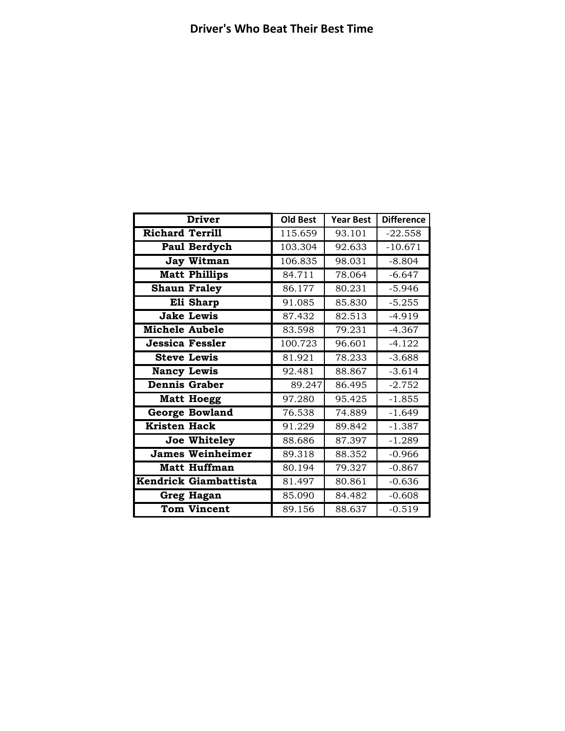## Driver's Who Beat Their Best Time

| Driver | Old Best | Year Best | Difference |
|---|---|---|---|
| Richard Terrill | 115.659 | 93.101 | -22.558 |
| Paul Berdych | 103.304 | 92.633 | -10.671 |
| Jay Witman | 106.835 | 98.031 | -8.804 |
| Matt Phillips | 84.711 | 78.064 | -6.647 |
| Shaun Fraley | 86.177 | 80.231 | -5.946 |
| Eli Sharp | 91.085 | 85.830 | -5.255 |
| Jake Lewis | 87.432 | 82.513 | -4.919 |
| Michele Aubele | 83.598 | 79.231 | -4.367 |
| Jessica Fessler | 100.723 | 96.601 | -4.122 |
| Steve Lewis | 81.921 | 78.233 | -3.688 |
| Nancy Lewis | 92.481 | 88.867 | -3.614 |
| Dennis Graber | 89.247 | 86.495 | -2.752 |
| Matt Hoegg | 97.280 | 95.425 | -1.855 |
| George Bowland | 76.538 | 74.889 | -1.649 |
| Kristen Hack | 91.229 | 89.842 | -1.387 |
| Joe Whiteley | 88.686 | 87.397 | -1.289 |
| James Weinheimer | 89.318 | 88.352 | -0.966 |
| Matt Huffman | 80.194 | 79.327 | -0.867 |
| Kendrick Giambattista | 81.497 | 80.861 | -0.636 |
| Greg Hagan | 85.090 | 84.482 | -0.608 |
| Tom Vincent | 89.156 | 88.637 | -0.519 |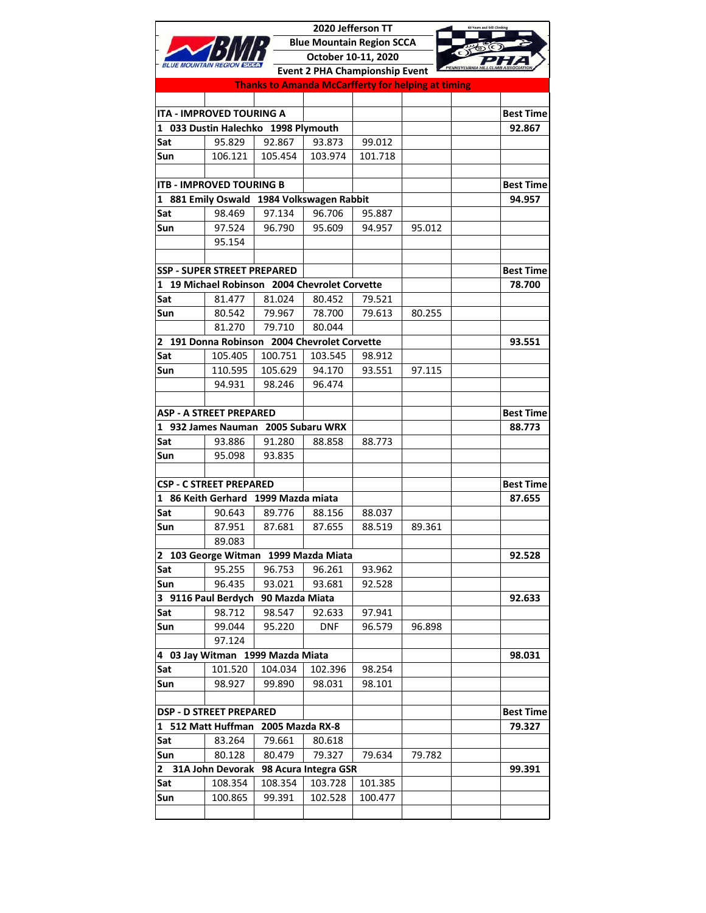**2020 Jefferson TT**

**Blue Mountain Region SCCA**

**October 10-11, 2020**

**Event 2 PHA Championship Event**

**Thanks to Amanda McCarfferty for helping at timing**

| | | | | | | | |
|---|---|---|---|---|---|---|---|
| **ITA - IMPROVED TOURING A** | | | | | | | **Best Time** |
| **1 033 Dustin Halechko 1998 Plymouth** | | | | | | | **92.867** |
| **Sat** | 95.829 | 92.867 | 93.873 | 99.012 | | | |
| **Sun** | 106.121 | 105.454 | 103.974 | 101.718 | | | |
| | | | | | | | |
| **ITB - IMPROVED TOURING B** | | | | | | | **Best Time** |
| **1 881 Emily Oswald 1984 Volkswagen Rabbit** | | | | | | | **94.957** |
| **Sat** | 98.469 | 97.134 | 96.706 | 95.887 | | | |
| **Sun** | 97.524 | 96.790 | 95.609 | 94.957 | 95.012 | | |
| | 95.154 | | | | | | |
| | | | | | | | |
| **SSP - SUPER STREET PREPARED** | | | | | | | **Best Time** |
| **1 19 Michael Robinson 2004 Chevrolet Corvette** | | | | | | | **78.700** |
| **Sat** | 81.477 | 81.024 | 80.452 | 79.521 | | | |
| **Sun** | 80.542 | 79.967 | 78.700 | 79.613 | 80.255 | | |
| | 81.270 | 79.710 | 80.044 | | | | |
| **2 191 Donna Robinson 2004 Chevrolet Corvette** | | | | | | | **93.551** |
| **Sat** | 105.405 | 100.751 | 103.545 | 98.912 | | | |
| **Sun** | 110.595 | 105.629 | 94.170 | 93.551 | 97.115 | | |
| | 94.931 | 98.246 | 96.474 | | | | |
| | | | | | | | |
| **ASP - A STREET PREPARED** | | | | | | | **Best Time** |
| **1 932 James Nauman 2005 Subaru WRX** | | | | | | | **88.773** |
| **Sat** | 93.886 | 91.280 | 88.858 | 88.773 | | | |
| **Sun** | 95.098 | 93.835 | | | | | |
| | | | | | | | |
| **CSP - C STREET PREPARED** | | | | | | | **Best Time** |
| **1 86 Keith Gerhard 1999 Mazda miata** | | | | | | | **87.655** |
| **Sat** | 90.643 | 89.776 | 88.156 | 88.037 | | | |
| **Sun** | 87.951 | 87.681 | 87.655 | 88.519 | 89.361 | | |
| | 89.083 | | | | | | |
| **2 103 George Witman 1999 Mazda Miata** | | | | | | | **92.528** |
| **Sat** | 95.255 | 96.753 | 96.261 | 93.962 | | | |
| **Sun** | 96.435 | 93.021 | 93.681 | 92.528 | | | |
| **3 9116 Paul Berdych 90 Mazda Miata** | | | | | | | **92.633** |
| **Sat** | 98.712 | 98.547 | 92.633 | 97.941 | | | |
| **Sun** | 99.044 | 95.220 | DNF | 96.579 | 96.898 | | |
| | 97.124 | | | | | | |
| **4 03 Jay Witman 1999 Mazda Miata** | | | | | | | **98.031** |
| **Sat** | 101.520 | 104.034 | 102.396 | 98.254 | | | |
| **Sun** | 98.927 | 99.890 | 98.031 | 98.101 | | | |
| | | | | | | | |
| **DSP - D STREET PREPARED** | | | | | | | **Best Time** |
| **1 512 Matt Huffman 2005 Mazda RX-8** | | | | | | | **79.327** |
| **Sat** | 83.264 | 79.661 | 80.618 | | | | |
| **Sun** | 80.128 | 80.479 | 79.327 | 79.634 | 79.782 | | |
| **2 31A John Devorak 98 Acura Integra GSR** | | | | | | | **99.391** |
| **Sat** | 108.354 | 108.354 | 103.728 | 101.385 | | | |
| **Sun** | 100.865 | 99.391 | 102.528 | 100.477 | | | |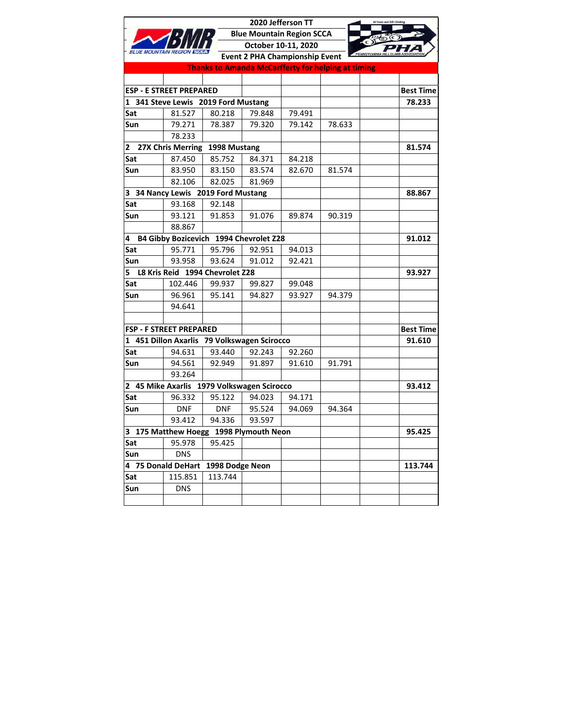**2020 Jefferson TT**
**Blue Mountain Region SCCA**
**October 10-11, 2020**
**Event 2 PHA Championship Event**

**Thanks to Amanda McCarfferty for helping at timing**

| | | | | | | | |
|---|---|---|---|---|---|---|---|
| **ESP - E STREET PREPARED** | | | | | | | **Best Time** |
| **1 341 Steve Lewis 2019 Ford Mustang** | | | | | | | **78.233** |
| **Sat** | 81.527 | 80.218 | 79.848 | 79.491 | | | |
| **Sun** | 79.271 | 78.387 | 79.320 | 79.142 | 78.633 | | |
| | 78.233 | | | | | | |
| **2 27X Chris Merring 1998 Mustang** | | | | | | | **81.574** |
| **Sat** | 87.450 | 85.752 | 84.371 | 84.218 | | | |
| **Sun** | 83.950 | 83.150 | 83.574 | 82.670 | 81.574 | | |
| | 82.106 | 82.025 | 81.969 | | | | |
| **3 34 Nancy Lewis 2019 Ford Mustang** | | | | | | | **88.867** |
| **Sat** | 93.168 | 92.148 | | | | | |
| **Sun** | 93.121 | 91.853 | 91.076 | 89.874 | 90.319 | | |
| | 88.867 | | | | | | |
| **4 B4 Gibby Bozicevich 1994 Chevrolet Z28** | | | | | | | **91.012** |
| **Sat** | 95.771 | 95.796 | 92.951 | 94.013 | | | |
| **Sun** | 93.958 | 93.624 | 91.012 | 92.421 | | | |
| **5 L8 Kris Reid 1994 Chevrolet Z28** | | | | | | | **93.927** |
| **Sat** | 102.446 | 99.937 | 99.827 | 99.048 | | | |
| **Sun** | 96.961 | 95.141 | 94.827 | 93.927 | 94.379 | | |
| | 94.641 | | | | | | |
| | | | | | | | |
| **FSP - F STREET PREPARED** | | | | | | | **Best Time** |
| **1 451 Dillon Axarlis 79 Volkswagen Scirocco** | | | | | | | **91.610** |
| **Sat** | 94.631 | 93.440 | 92.243 | 92.260 | | | |
| **Sun** | 94.561 | 92.949 | 91.897 | 91.610 | 91.791 | | |
| | 93.264 | | | | | | |
| **2 45 Mike Axarlis 1979 Volkswagen Scirocco** | | | | | | | **93.412** |
| **Sat** | 96.332 | 95.122 | 94.023 | 94.171 | | | |
| **Sun** | DNF | DNF | 95.524 | 94.069 | 94.364 | | |
| | 93.412 | 94.336 | 93.597 | | | | |
| **3 175 Matthew Hoegg 1998 Plymouth Neon** | | | | | | | **95.425** |
| **Sat** | 95.978 | 95.425 | | | | | |
| **Sun** | DNS | | | | | | |
| **4 75 Donald DeHart 1998 Dodge Neon** | | | | | | | **113.744** |
| **Sat** | 115.851 | 113.744 | | | | | |
| **Sun** | DNS | | | | | | |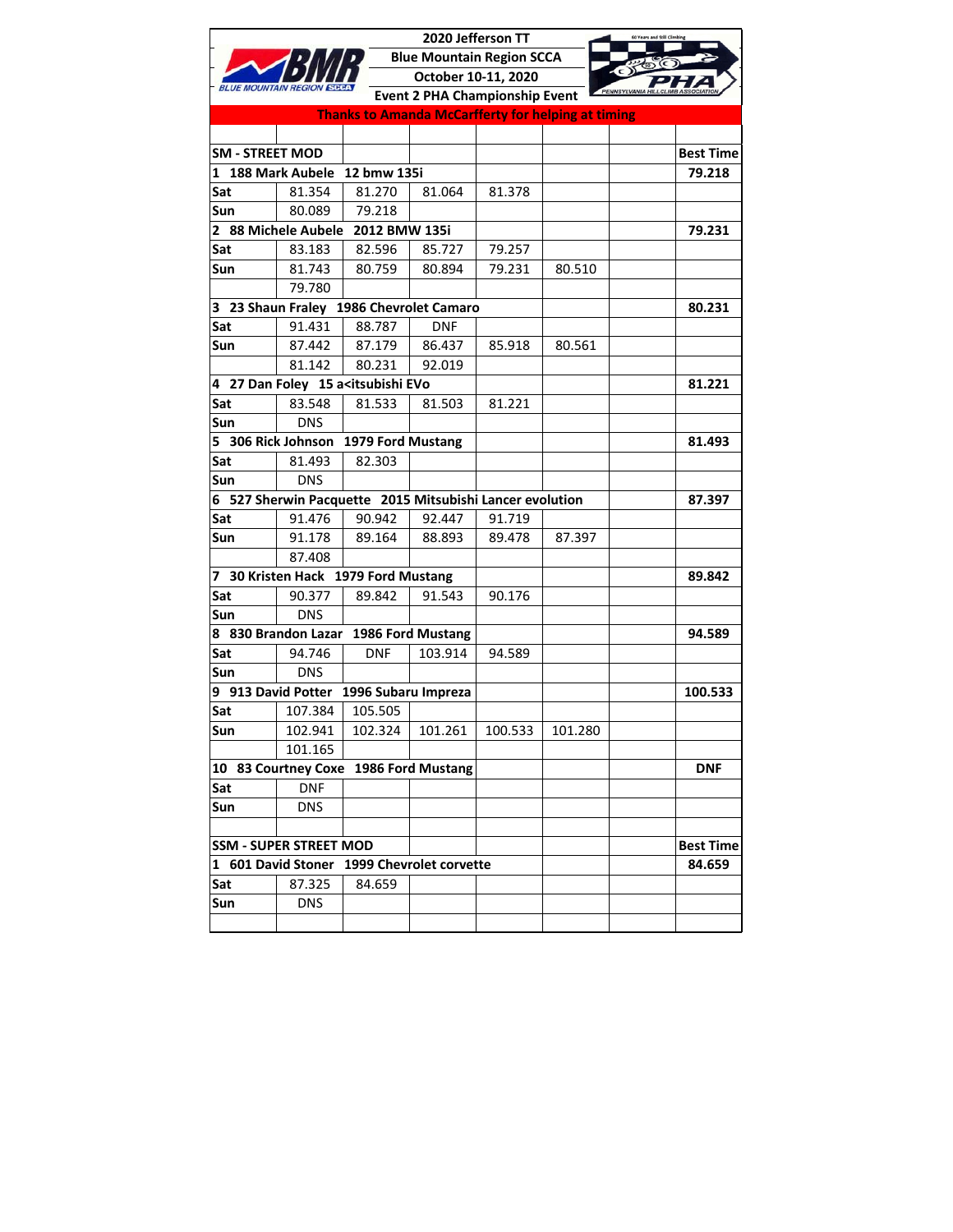# 2020 Jefferson TT

**Blue Mountain Region SCCA**

**October 10-11, 2020**

**Event 2 PHA Championship Event**

**Thanks to Amanda McCarfferty for helping at timing**

| | | | | | | | |
|---|---|---|---|---|---|---|---|
| **SM - STREET MOD** | | | | | | | **Best Time** |
| **1  188 Mark Aubele  12 bmw 135i** | | | | | | | **79.218** |
| **Sat** | 81.354 | 81.270 | 81.064 | 81.378 | | | |
| **Sun** | 80.089 | 79.218 | | | | | |
| **2  88 Michele Aubele  2012 BMW 135i** | | | | | | | **79.231** |
| **Sat** | 83.183 | 82.596 | 85.727 | 79.257 | | | |
| **Sun** | 81.743 | 80.759 | 80.894 | 79.231 | 80.510 | | |
| | 79.780 | | | | | | |
| **3  23 Shaun Fraley  1986 Chevrolet Camaro** | | | | | | | **80.231** |
| **Sat** | 91.431 | 88.787 | DNF | | | | |
| **Sun** | 87.442 | 87.179 | 86.437 | 85.918 | 80.561 | | |
| | 81.142 | 80.231 | 92.019 | | | | |
| **4  27 Dan Foley  15 a<itsubishi EVo** | | | | | | | **81.221** |
| **Sat** | 83.548 | 81.533 | 81.503 | 81.221 | | | |
| **Sun** | DNS | | | | | | |
| **5  306 Rick Johnson  1979 Ford Mustang** | | | | | | | **81.493** |
| **Sat** | 81.493 | 82.303 | | | | | |
| **Sun** | DNS | | | | | | |
| **6  527 Sherwin Pacquette  2015 Mitsubishi Lancer evolution** | | | | | | | **87.397** |
| **Sat** | 91.476 | 90.942 | 92.447 | 91.719 | | | |
| **Sun** | 91.178 | 89.164 | 88.893 | 89.478 | 87.397 | | |
| | 87.408 | | | | | | |
| **7  30 Kristen Hack  1979 Ford Mustang** | | | | | | | **89.842** |
| **Sat** | 90.377 | 89.842 | 91.543 | 90.176 | | | |
| **Sun** | DNS | | | | | | |
| **8  830 Brandon Lazar  1986 Ford Mustang** | | | | | | | **94.589** |
| **Sat** | 94.746 | DNF | 103.914 | 94.589 | | | |
| **Sun** | DNS | | | | | | |
| **9  913 David Potter  1996 Subaru Impreza** | | | | | | | **100.533** |
| **Sat** | 107.384 | 105.505 | | | | | |
| **Sun** | 102.941 | 102.324 | 101.261 | 100.533 | 101.280 | | |
| | 101.165 | | | | | | |
| **10  83 Courtney Coxe  1986 Ford Mustang** | | | | | | | **DNF** |
| **Sat** | DNF | | | | | | |
| **Sun** | DNS | | | | | | |
| | | | | | | | |
| **SSM - SUPER STREET MOD** | | | | | | | **Best Time** |
| **1  601 David Stoner  1999 Chevrolet corvette** | | | | | | | **84.659** |
| **Sat** | 87.325 | 84.659 | | | | | |
| **Sun** | DNS | | | | | | |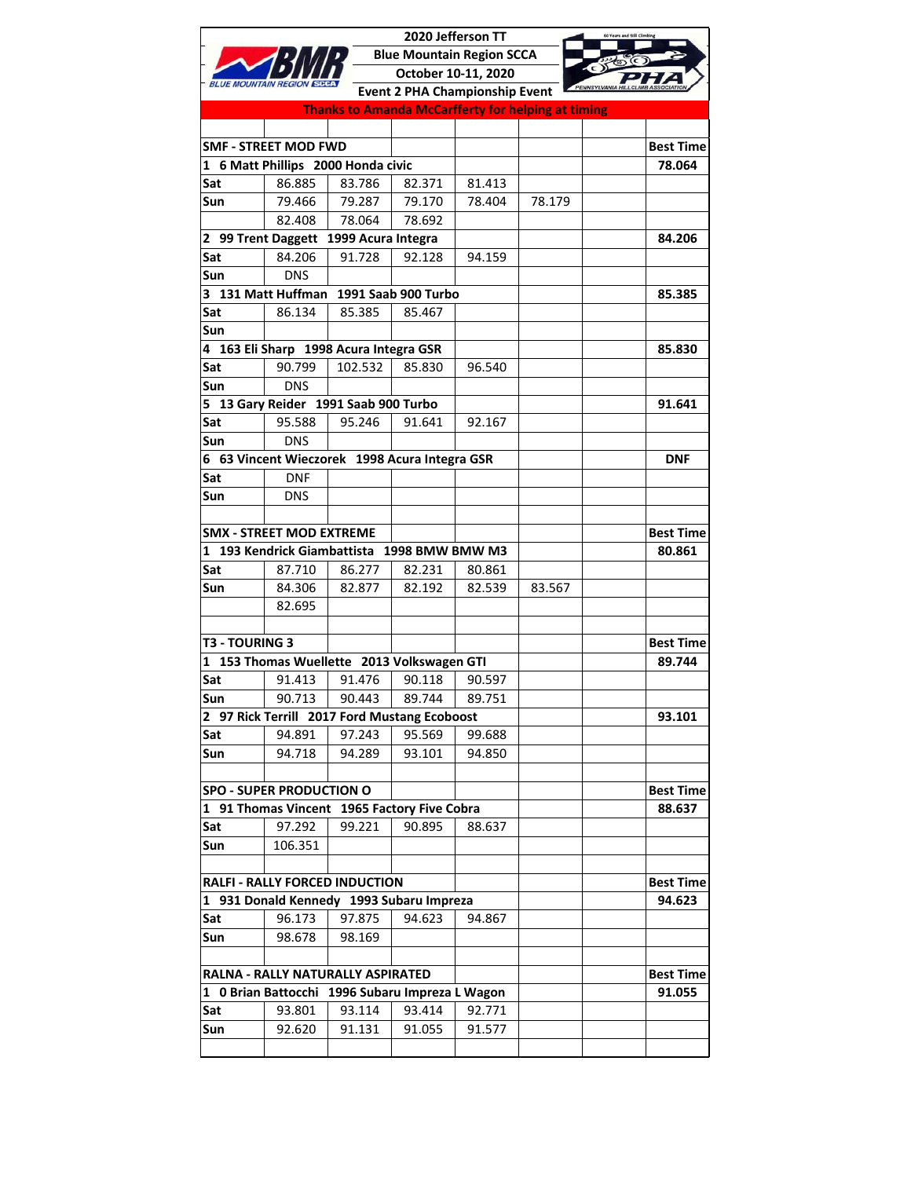**2020 Jefferson TT**
**Blue Mountain Region SCCA**
**October 10-11, 2020**
**Event 2 PHA Championship Event**

**Thanks to Amanda McCarfferty for helping at timing**

| | | | | | | | |
|---|---|---|---|---|---|---|---|
| **SMF - STREET MOD FWD** | | | | | | | **Best Time** |
| **1 6 Matt Phillips 2000 Honda civic** | | | | | | | **78.064** |
| **Sat** | 86.885 | 83.786 | 82.371 | 81.413 | | | |
| **Sun** | 79.466 | 79.287 | 79.170 | 78.404 | 78.179 | | |
| | 82.408 | 78.064 | 78.692 | | | | |
| **2 99 Trent Daggett 1999 Acura Integra** | | | | | | | **84.206** |
| **Sat** | 84.206 | 91.728 | 92.128 | 94.159 | | | |
| **Sun** | DNS | | | | | | |
| **3 131 Matt Huffman 1991 Saab 900 Turbo** | | | | | | | **85.385** |
| **Sat** | 86.134 | 85.385 | 85.467 | | | | |
| **Sun** | | | | | | | |
| **4 163 Eli Sharp 1998 Acura Integra GSR** | | | | | | | **85.830** |
| **Sat** | 90.799 | 102.532 | 85.830 | 96.540 | | | |
| **Sun** | DNS | | | | | | |
| **5 13 Gary Reider 1991 Saab 900 Turbo** | | | | | | | **91.641** |
| **Sat** | 95.588 | 95.246 | 91.641 | 92.167 | | | |
| **Sun** | DNS | | | | | | |
| **6 63 Vincent Wieczorek 1998 Acura Integra GSR** | | | | | | | **DNF** |
| **Sat** | DNF | | | | | | |
| **Sun** | DNS | | | | | | |
| | | | | | | | |
| **SMX - STREET MOD EXTREME** | | | | | | | **Best Time** |
| **1 193 Kendrick Giambattista 1998 BMW BMW M3** | | | | | | | **80.861** |
| **Sat** | 87.710 | 86.277 | 82.231 | 80.861 | | | |
| **Sun** | 84.306 | 82.877 | 82.192 | 82.539 | 83.567 | | |
| | 82.695 | | | | | | |
| | | | | | | | |
| **T3 - TOURING 3** | | | | | | | **Best Time** |
| **1 153 Thomas Wuellette 2013 Volkswagen GTI** | | | | | | | **89.744** |
| **Sat** | 91.413 | 91.476 | 90.118 | 90.597 | | | |
| **Sun** | 90.713 | 90.443 | 89.744 | 89.751 | | | |
| **2 97 Rick Terrill 2017 Ford Mustang Ecoboost** | | | | | | | **93.101** |
| **Sat** | 94.891 | 97.243 | 95.569 | 99.688 | | | |
| **Sun** | 94.718 | 94.289 | 93.101 | 94.850 | | | |
| | | | | | | | |
| **SPO - SUPER PRODUCTION O** | | | | | | | **Best Time** |
| **1 91 Thomas Vincent 1965 Factory Five Cobra** | | | | | | | **88.637** |
| **Sat** | 97.292 | 99.221 | 90.895 | 88.637 | | | |
| **Sun** | 106.351 | | | | | | |
| | | | | | | | |
| **RALFI - RALLY FORCED INDUCTION** | | | | | | | **Best Time** |
| **1 931 Donald Kennedy 1993 Subaru Impreza** | | | | | | | **94.623** |
| **Sat** | 96.173 | 97.875 | 94.623 | 94.867 | | | |
| **Sun** | 98.678 | 98.169 | | | | | |
| | | | | | | | |
| **RALNA - RALLY NATURALLY ASPIRATED** | | | | | | | **Best Time** |
| **1 0 Brian Battocchi 1996 Subaru Impreza L Wagon** | | | | | | | **91.055** |
| **Sat** | 93.801 | 93.114 | 93.414 | 92.771 | | | |
| **Sun** | 92.620 | 91.131 | 91.055 | 91.577 | | | |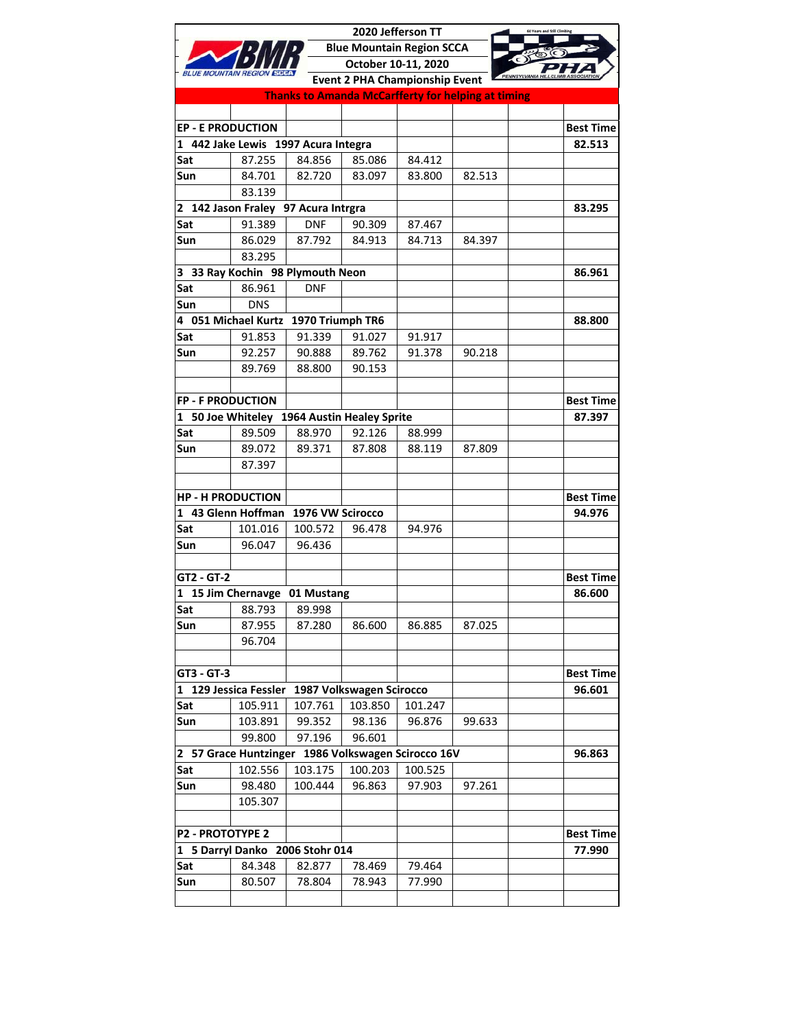# 2020 Jefferson TT

**Blue Mountain Region SCCA**

**October 10-11, 2020**

**Event 2 PHA Championship Event**

**Thanks to Amanda McCarfferty for helping at timing**

| | | | | | | | |
|---|---|---|---|---|---|---|---|
| **EP - E PRODUCTION** | | | | | | | **Best Time** |
| **1 442 Jake Lewis 1997 Acura Integra** | | | | | | | **82.513** |
| **Sat** | 87.255 | 84.856 | 85.086 | 84.412 | | | |
| **Sun** | 84.701 | 82.720 | 83.097 | 83.800 | 82.513 | | |
| | 83.139 | | | | | | |
| **2 142 Jason Fraley 97 Acura Intrgra** | | | | | | | **83.295** |
| **Sat** | 91.389 | DNF | 90.309 | 87.467 | | | |
| **Sun** | 86.029 | 87.792 | 84.913 | 84.713 | 84.397 | | |
| | 83.295 | | | | | | |
| **3 33 Ray Kochin 98 Plymouth Neon** | | | | | | | **86.961** |
| **Sat** | 86.961 | DNF | | | | | |
| **Sun** | DNS | | | | | | |
| **4 051 Michael Kurtz 1970 Triumph TR6** | | | | | | | **88.800** |
| **Sat** | 91.853 | 91.339 | 91.027 | 91.917 | | | |
| **Sun** | 92.257 | 90.888 | 89.762 | 91.378 | 90.218 | | |
| | 89.769 | 88.800 | 90.153 | | | | |
| | | | | | | | |
| **FP - F PRODUCTION** | | | | | | | **Best Time** |
| **1 50 Joe Whiteley 1964 Austin Healey Sprite** | | | | | | | **87.397** |
| **Sat** | 89.509 | 88.970 | 92.126 | 88.999 | | | |
| **Sun** | 89.072 | 89.371 | 87.808 | 88.119 | 87.809 | | |
| | 87.397 | | | | | | |
| | | | | | | | |
| **HP - H PRODUCTION** | | | | | | | **Best Time** |
| **1 43 Glenn Hoffman 1976 VW Scirocco** | | | | | | | **94.976** |
| **Sat** | 101.016 | 100.572 | 96.478 | 94.976 | | | |
| **Sun** | 96.047 | 96.436 | | | | | |
| | | | | | | | |
| **GT2 - GT-2** | | | | | | | **Best Time** |
| **1 15 Jim Chernavge 01 Mustang** | | | | | | | **86.600** |
| **Sat** | 88.793 | 89.998 | | | | | |
| **Sun** | 87.955 | 87.280 | 86.600 | 86.885 | 87.025 | | |
| | 96.704 | | | | | | |
| | | | | | | | |
| **GT3 - GT-3** | | | | | | | **Best Time** |
| **1 129 Jessica Fessler 1987 Volkswagen Scirocco** | | | | | | | **96.601** |
| **Sat** | 105.911 | 107.761 | 103.850 | 101.247 | | | |
| **Sun** | 103.891 | 99.352 | 98.136 | 96.876 | 99.633 | | |
| | 99.800 | 97.196 | 96.601 | | | | |
| **2 57 Grace Huntzinger 1986 Volkswagen Scirocco 16V** | | | | | | | **96.863** |
| **Sat** | 102.556 | 103.175 | 100.203 | 100.525 | | | |
| **Sun** | 98.480 | 100.444 | 96.863 | 97.903 | 97.261 | | |
| | 105.307 | | | | | | |
| | | | | | | | |
| **P2 - PROTOTYPE 2** | | | | | | | **Best Time** |
| **1 5 Darryl Danko 2006 Stohr 014** | | | | | | | **77.990** |
| **Sat** | 84.348 | 82.877 | 78.469 | 79.464 | | | |
| **Sun** | 80.507 | 78.804 | 78.943 | 77.990 | | | |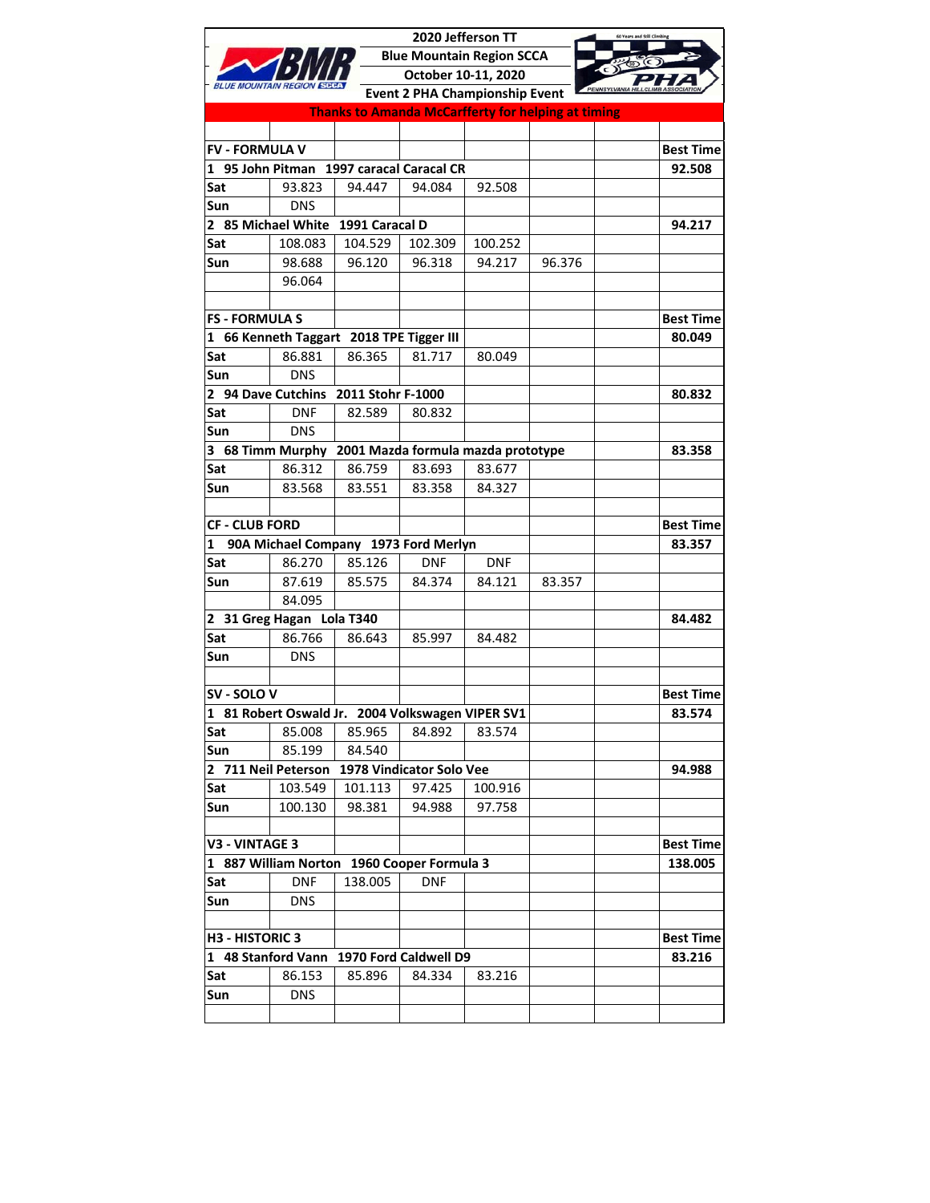**2020 Jefferson TT**
**Blue Mountain Region SCCA**
**October 10-11, 2020**
**Event 2 PHA Championship Event**

**Thanks to Amanda McCarfferty for helping at timing**

| | | | | | | | |
|---|---|---|---|---|---|---|---|
| **FV - FORMULA V** | | | | | | | **Best Time** |
| **1 95 John Pitman 1997 caracal Caracal CR** | | | | | | | **92.508** |
| **Sat** | 93.823 | 94.447 | 94.084 | 92.508 | | | |
| **Sun** | DNS | | | | | | |
| **2 85 Michael White 1991 Caracal D** | | | | | | | **94.217** |
| **Sat** | 108.083 | 104.529 | 102.309 | 100.252 | | | |
| **Sun** | 98.688 | 96.120 | 96.318 | 94.217 | 96.376 | | |
| | 96.064 | | | | | | |
| | | | | | | | |
| **FS - FORMULA S** | | | | | | | **Best Time** |
| **1 66 Kenneth Taggart 2018 TPE Tigger III** | | | | | | | **80.049** |
| **Sat** | 86.881 | 86.365 | 81.717 | 80.049 | | | |
| **Sun** | DNS | | | | | | |
| **2 94 Dave Cutchins 2011 Stohr F-1000** | | | | | | | **80.832** |
| **Sat** | DNF | 82.589 | 80.832 | | | | |
| **Sun** | DNS | | | | | | |
| **3 68 Timm Murphy 2001 Mazda formula mazda prototype** | | | | | | | **83.358** |
| **Sat** | 86.312 | 86.759 | 83.693 | 83.677 | | | |
| **Sun** | 83.568 | 83.551 | 83.358 | 84.327 | | | |
| | | | | | | | |
| **CF - CLUB FORD** | | | | | | | **Best Time** |
| **1 90A Michael Company 1973 Ford Merlyn** | | | | | | | **83.357** |
| **Sat** | 86.270 | 85.126 | DNF | DNF | | | |
| **Sun** | 87.619 | 85.575 | 84.374 | 84.121 | 83.357 | | |
| | 84.095 | | | | | | |
| **2 31 Greg Hagan Lola T340** | | | | | | | **84.482** |
| **Sat** | 86.766 | 86.643 | 85.997 | 84.482 | | | |
| **Sun** | DNS | | | | | | |
| | | | | | | | |
| **SV - SOLO V** | | | | | | | **Best Time** |
| **1 81 Robert Oswald Jr. 2004 Volkswagen VIPER SV1** | | | | | | | **83.574** |
| **Sat** | 85.008 | 85.965 | 84.892 | 83.574 | | | |
| **Sun** | 85.199 | 84.540 | | | | | |
| **2 711 Neil Peterson 1978 Vindicator Solo Vee** | | | | | | | **94.988** |
| **Sat** | 103.549 | 101.113 | 97.425 | 100.916 | | | |
| **Sun** | 100.130 | 98.381 | 94.988 | 97.758 | | | |
| | | | | | | | |
| **V3 - VINTAGE 3** | | | | | | | **Best Time** |
| **1 887 William Norton 1960 Cooper Formula 3** | | | | | | | **138.005** |
| **Sat** | DNF | 138.005 | DNF | | | | |
| **Sun** | DNS | | | | | | |
| | | | | | | | |
| **H3 - HISTORIC 3** | | | | | | | **Best Time** |
| **1 48 Stanford Vann 1970 Ford Caldwell D9** | | | | | | | **83.216** |
| **Sat** | 86.153 | 85.896 | 84.334 | 83.216 | | | |
| **Sun** | DNS | | | | | | |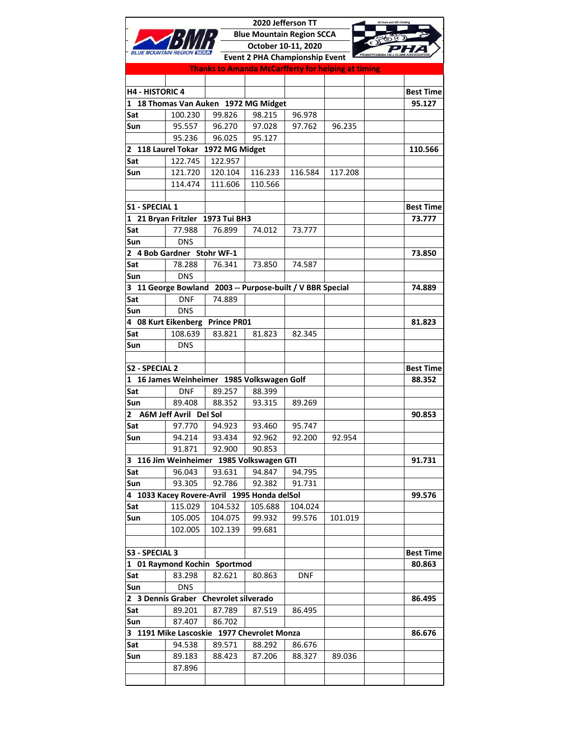**2020 Jefferson TT**
**Blue Mountain Region SCCA**
**October 10-11, 2020**
**Event 2 PHA Championship Event**

**Thanks to Amanda McCarfferty for helping at timing**

| | | | | | | | |
|---|---|---|---|---|---|---|---|
| **H4 - HISTORIC 4** | | | | | | | **Best Time** |
| **1 18 Thomas Van Auken 1972 MG Midget** | | | | | | | **95.127** |
| **Sat** | 100.230 | 99.826 | 98.215 | 96.978 | | | |
| **Sun** | 95.557 | 96.270 | 97.028 | 97.762 | 96.235 | | |
| | 95.236 | 96.025 | 95.127 | | | | |
| **2 118 Laurel Tokar 1972 MG Midget** | | | | | | | **110.566** |
| **Sat** | 122.745 | 122.957 | | | | | |
| **Sun** | 121.720 | 120.104 | 116.233 | 116.584 | 117.208 | | |
| | 114.474 | 111.606 | 110.566 | | | | |
| | | | | | | | |
| **S1 - SPECIAL 1** | | | | | | | **Best Time** |
| **1 21 Bryan Fritzler 1973 Tui BH3** | | | | | | | **73.777** |
| **Sat** | 77.988 | 76.899 | 74.012 | 73.777 | | | |
| **Sun** | DNS | | | | | | |
| **2 4 Bob Gardner Stohr WF-1** | | | | | | | **73.850** |
| **Sat** | 78.288 | 76.341 | 73.850 | 74.587 | | | |
| **Sun** | DNS | | | | | | |
| **3 11 George Bowland 2003 -- Purpose-built / V BBR Special** | | | | | | | **74.889** |
| **Sat** | DNF | 74.889 | | | | | |
| **Sun** | DNS | | | | | | |
| **4 08 Kurt Eikenberg Prince PR01** | | | | | | | **81.823** |
| **Sat** | 108.639 | 83.821 | 81.823 | 82.345 | | | |
| **Sun** | DNS | | | | | | |
| | | | | | | | |
| **S2 - SPECIAL 2** | | | | | | | **Best Time** |
| **1 16 James Weinheimer 1985 Volkswagen Golf** | | | | | | | **88.352** |
| **Sat** | DNF | 89.257 | 88.399 | | | | |
| **Sun** | 89.408 | 88.352 | 93.315 | 89.269 | | | |
| **2 A6M Jeff Avril Del Sol** | | | | | | | **90.853** |
| **Sat** | 97.770 | 94.923 | 93.460 | 95.747 | | | |
| **Sun** | 94.214 | 93.434 | 92.962 | 92.200 | 92.954 | | |
| | 91.871 | 92.900 | 90.853 | | | | |
| **3 116 Jim Weinheimer 1985 Volkswagen GTI** | | | | | | | **91.731** |
| **Sat** | 96.043 | 93.631 | 94.847 | 94.795 | | | |
| **Sun** | 93.305 | 92.786 | 92.382 | 91.731 | | | |
| **4 1033 Kacey Rovere-Avril 1995 Honda delSol** | | | | | | | **99.576** |
| **Sat** | 115.029 | 104.532 | 105.688 | 104.024 | | | |
| **Sun** | 105.005 | 104.075 | 99.932 | 99.576 | 101.019 | | |
| | 102.005 | 102.139 | 99.681 | | | | |
| | | | | | | | |
| **S3 - SPECIAL 3** | | | | | | | **Best Time** |
| **1 01 Raymond Kochin Sportmod** | | | | | | | **80.863** |
| **Sat** | 83.298 | 82.621 | 80.863 | DNF | | | |
| **Sun** | DNS | | | | | | |
| **2 3 Dennis Graber Chevrolet silverado** | | | | | | | **86.495** |
| **Sat** | 89.201 | 87.789 | 87.519 | 86.495 | | | |
| **Sun** | 87.407 | 86.702 | | | | | |
| **3 1191 Mike Lascoskie 1977 Chevrolet Monza** | | | | | | | **86.676** |
| **Sat** | 94.538 | 89.571 | 88.292 | 86.676 | | | |
| **Sun** | 89.183 | 88.423 | 87.206 | 88.327 | 89.036 | | |
| | 87.896 | | | | | | |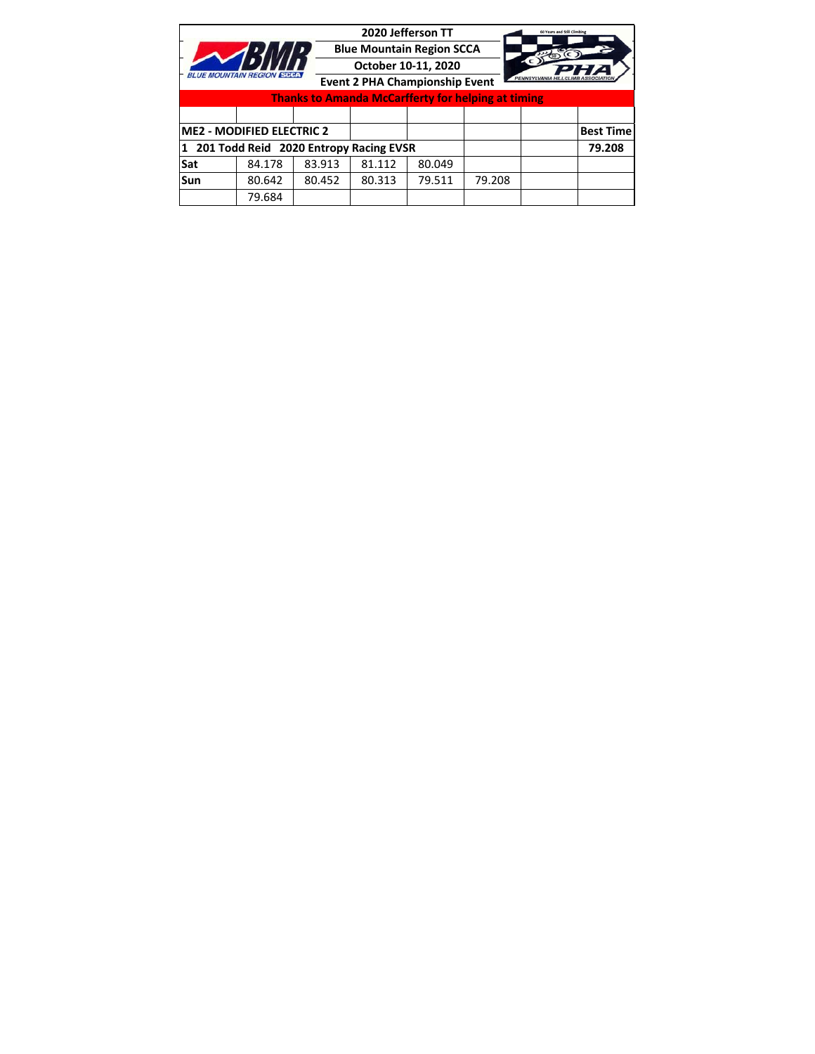**2020 Jefferson TT**

**Blue Mountain Region SCCA**

**October 10-11, 2020**

**Event 2 PHA Championship Event**

**Thanks to Amanda McCarfferty for helping at timing**

| | | | | | | | |
|---|---|---|---|---|---|---|---|
| **ME2 - MODIFIED ELECTRIC 2** | | | | | | | **Best Time** |
| **1 201 Todd Reid 2020 Entropy Racing EVSR** | | | | | | | **79.208** |
| **Sat** | 84.178 | 83.913 | 81.112 | 80.049 | | | |
| **Sun** | 80.642 | 80.452 | 80.313 | 79.511 | 79.208 | | |
| | 79.684 | | | | | | |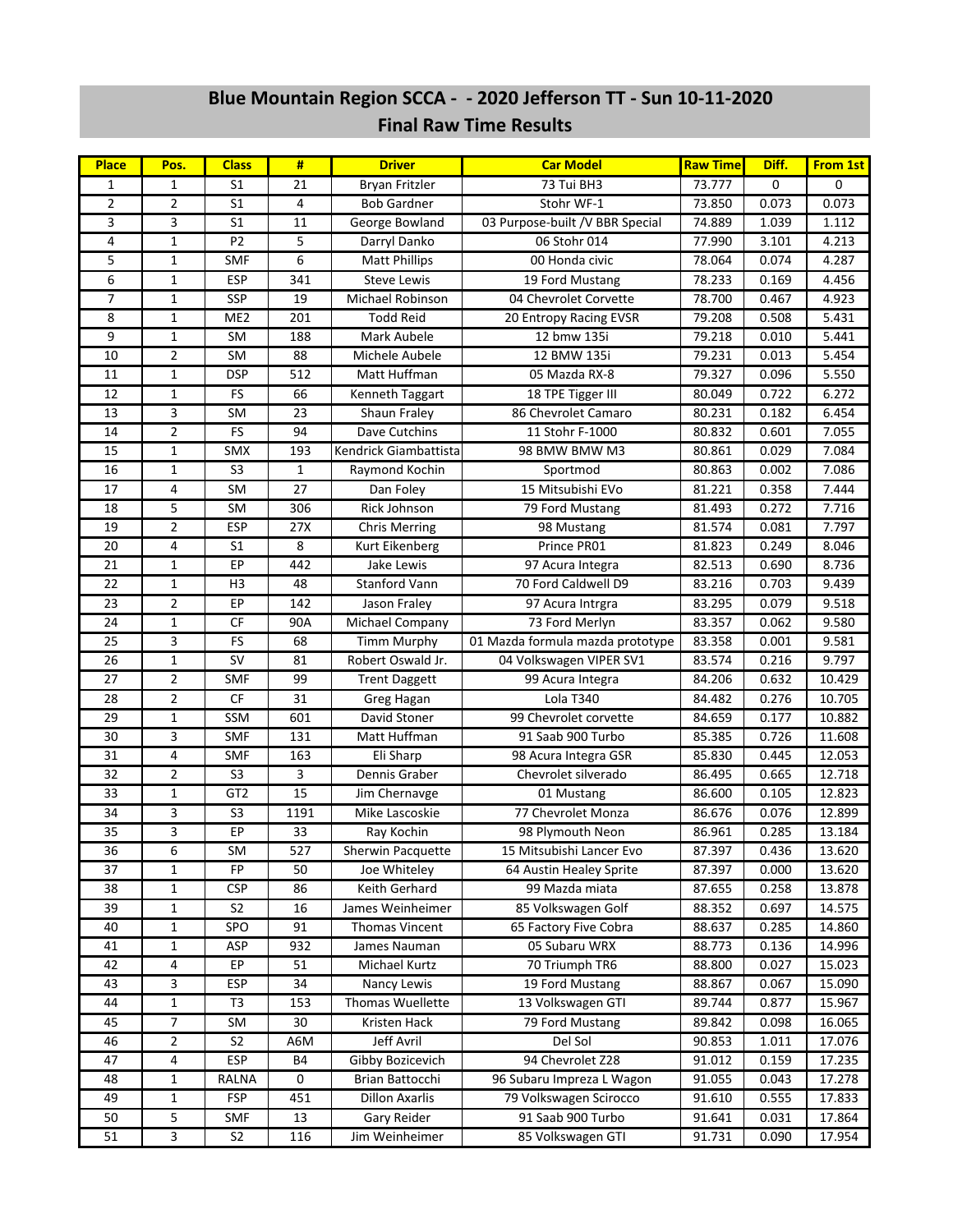# Blue Mountain Region SCCA - - 2020 Jefferson TT - Sun 10-11-2020

## Final Raw Time Results

| Place | Pos. | Class | # | Driver | Car Model | Raw Time | Diff. | From 1st |
|---|---|---|---|---|---|---|---|---|
| 1 | 1 | S1 | 21 | Bryan Fritzler | 73 Tui BH3 | 73.777 | 0 | 0 |
| 2 | 2 | S1 | 4 | Bob Gardner | Stohr WF-1 | 73.850 | 0.073 | 0.073 |
| 3 | 3 | S1 | 11 | George Bowland | 03 Purpose-built /V BBR Special | 74.889 | 1.039 | 1.112 |
| 4 | 1 | P2 | 5 | Darryl Danko | 06 Stohr 014 | 77.990 | 3.101 | 4.213 |
| 5 | 1 | SMF | 6 | Matt Phillips | 00 Honda civic | 78.064 | 0.074 | 4.287 |
| 6 | 1 | ESP | 341 | Steve Lewis | 19 Ford Mustang | 78.233 | 0.169 | 4.456 |
| 7 | 1 | SSP | 19 | Michael Robinson | 04 Chevrolet Corvette | 78.700 | 0.467 | 4.923 |
| 8 | 1 | ME2 | 201 | Todd Reid | 20 Entropy Racing EVSR | 79.208 | 0.508 | 5.431 |
| 9 | 1 | SM | 188 | Mark Aubele | 12 bmw 135i | 79.218 | 0.010 | 5.441 |
| 10 | 2 | SM | 88 | Michele Aubele | 12 BMW 135i | 79.231 | 0.013 | 5.454 |
| 11 | 1 | DSP | 512 | Matt Huffman | 05 Mazda RX-8 | 79.327 | 0.096 | 5.550 |
| 12 | 1 | FS | 66 | Kenneth Taggart | 18 TPE Tigger III | 80.049 | 0.722 | 6.272 |
| 13 | 3 | SM | 23 | Shaun Fraley | 86 Chevrolet Camaro | 80.231 | 0.182 | 6.454 |
| 14 | 2 | FS | 94 | Dave Cutchins | 11 Stohr F-1000 | 80.832 | 0.601 | 7.055 |
| 15 | 1 | SMX | 193 | Kendrick Giambattista | 98 BMW BMW M3 | 80.861 | 0.029 | 7.084 |
| 16 | 1 | S3 | 1 | Raymond Kochin | Sportmod | 80.863 | 0.002 | 7.086 |
| 17 | 4 | SM | 27 | Dan Foley | 15 Mitsubishi EVo | 81.221 | 0.358 | 7.444 |
| 18 | 5 | SM | 306 | Rick Johnson | 79 Ford Mustang | 81.493 | 0.272 | 7.716 |
| 19 | 2 | ESP | 27X | Chris Merring | 98 Mustang | 81.574 | 0.081 | 7.797 |
| 20 | 4 | S1 | 8 | Kurt Eikenberg | Prince PR01 | 81.823 | 0.249 | 8.046 |
| 21 | 1 | EP | 442 | Jake Lewis | 97 Acura Integra | 82.513 | 0.690 | 8.736 |
| 22 | 1 | H3 | 48 | Stanford Vann | 70 Ford Caldwell D9 | 83.216 | 0.703 | 9.439 |
| 23 | 2 | EP | 142 | Jason Fraley | 97 Acura Intrgra | 83.295 | 0.079 | 9.518 |
| 24 | 1 | CF | 90A | Michael Company | 73 Ford Merlyn | 83.357 | 0.062 | 9.580 |
| 25 | 3 | FS | 68 | Timm Murphy | 01 Mazda formula mazda prototype | 83.358 | 0.001 | 9.581 |
| 26 | 1 | SV | 81 | Robert Oswald Jr. | 04 Volkswagen VIPER SV1 | 83.574 | 0.216 | 9.797 |
| 27 | 2 | SMF | 99 | Trent Daggett | 99 Acura Integra | 84.206 | 0.632 | 10.429 |
| 28 | 2 | CF | 31 | Greg Hagan | Lola T340 | 84.482 | 0.276 | 10.705 |
| 29 | 1 | SSM | 601 | David Stoner | 99 Chevrolet corvette | 84.659 | 0.177 | 10.882 |
| 30 | 3 | SMF | 131 | Matt Huffman | 91 Saab 900 Turbo | 85.385 | 0.726 | 11.608 |
| 31 | 4 | SMF | 163 | Eli Sharp | 98 Acura Integra GSR | 85.830 | 0.445 | 12.053 |
| 32 | 2 | S3 | 3 | Dennis Graber | Chevrolet silverado | 86.495 | 0.665 | 12.718 |
| 33 | 1 | GT2 | 15 | Jim Chernavge | 01 Mustang | 86.600 | 0.105 | 12.823 |
| 34 | 3 | S3 | 1191 | Mike Lascoskie | 77 Chevrolet Monza | 86.676 | 0.076 | 12.899 |
| 35 | 3 | EP | 33 | Ray Kochin | 98 Plymouth Neon | 86.961 | 0.285 | 13.184 |
| 36 | 6 | SM | 527 | Sherwin Pacquette | 15 Mitsubishi Lancer Evo | 87.397 | 0.436 | 13.620 |
| 37 | 1 | FP | 50 | Joe Whiteley | 64 Austin Healey Sprite | 87.397 | 0.000 | 13.620 |
| 38 | 1 | CSP | 86 | Keith Gerhard | 99 Mazda miata | 87.655 | 0.258 | 13.878 |
| 39 | 1 | S2 | 16 | James Weinheimer | 85 Volkswagen Golf | 88.352 | 0.697 | 14.575 |
| 40 | 1 | SPO | 91 | Thomas Vincent | 65 Factory Five Cobra | 88.637 | 0.285 | 14.860 |
| 41 | 1 | ASP | 932 | James Nauman | 05 Subaru WRX | 88.773 | 0.136 | 14.996 |
| 42 | 4 | EP | 51 | Michael Kurtz | 70 Triumph TR6 | 88.800 | 0.027 | 15.023 |
| 43 | 3 | ESP | 34 | Nancy Lewis | 19 Ford Mustang | 88.867 | 0.067 | 15.090 |
| 44 | 1 | T3 | 153 | Thomas Wuellette | 13 Volkswagen GTI | 89.744 | 0.877 | 15.967 |
| 45 | 7 | SM | 30 | Kristen Hack | 79 Ford Mustang | 89.842 | 0.098 | 16.065 |
| 46 | 2 | S2 | A6M | Jeff Avril | Del Sol | 90.853 | 1.011 | 17.076 |
| 47 | 4 | ESP | B4 | Gibby Bozicevich | 94 Chevrolet Z28 | 91.012 | 0.159 | 17.235 |
| 48 | 1 | RALNA | 0 | Brian Battocchi | 96 Subaru Impreza L Wagon | 91.055 | 0.043 | 17.278 |
| 49 | 1 | FSP | 451 | Dillon Axarlis | 79 Volkswagen Scirocco | 91.610 | 0.555 | 17.833 |
| 50 | 5 | SMF | 13 | Gary Reider | 91 Saab 900 Turbo | 91.641 | 0.031 | 17.864 |
| 51 | 3 | S2 | 116 | Jim Weinheimer | 85 Volkswagen GTI | 91.731 | 0.090 | 17.954 |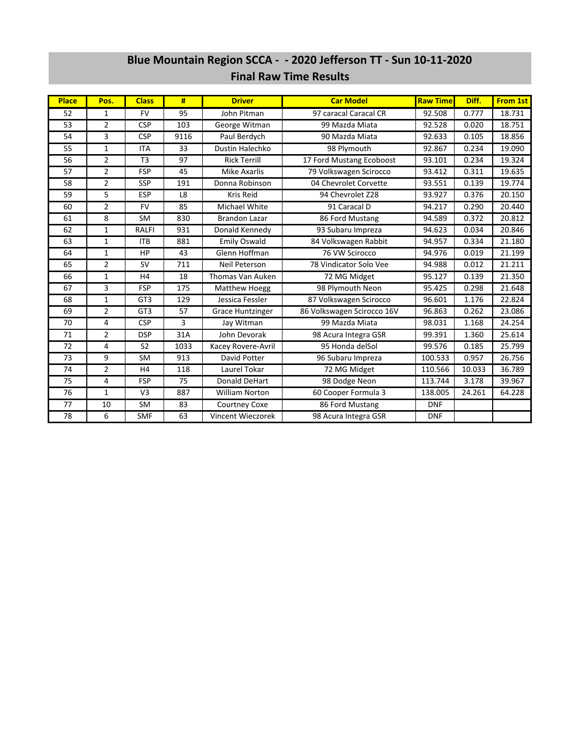## Blue Mountain Region SCCA - - 2020 Jefferson TT - Sun 10-11-2020
## Final Raw Time Results

| Place | Pos. | Class | # | Driver | Car Model | Raw Time | Diff. | From 1st |
|---|---|---|---|---|---|---|---|---|
| 52 | 1 | FV | 95 | John Pitman | 97 caracal Caracal CR | 92.508 | 0.777 | 18.731 |
| 53 | 2 | CSP | 103 | George Witman | 99 Mazda Miata | 92.528 | 0.020 | 18.751 |
| 54 | 3 | CSP | 9116 | Paul Berdych | 90 Mazda Miata | 92.633 | 0.105 | 18.856 |
| 55 | 1 | ITA | 33 | Dustin Halechko | 98 Plymouth | 92.867 | 0.234 | 19.090 |
| 56 | 2 | T3 | 97 | Rick Terrill | 17 Ford Mustang Ecoboost | 93.101 | 0.234 | 19.324 |
| 57 | 2 | FSP | 45 | Mike Axarlis | 79 Volkswagen Scirocco | 93.412 | 0.311 | 19.635 |
| 58 | 2 | SSP | 191 | Donna Robinson | 04 Chevrolet Corvette | 93.551 | 0.139 | 19.774 |
| 59 | 5 | ESP | L8 | Kris Reid | 94 Chevrolet Z28 | 93.927 | 0.376 | 20.150 |
| 60 | 2 | FV | 85 | Michael White | 91 Caracal D | 94.217 | 0.290 | 20.440 |
| 61 | 8 | SM | 830 | Brandon Lazar | 86 Ford Mustang | 94.589 | 0.372 | 20.812 |
| 62 | 1 | RALFI | 931 | Donald Kennedy | 93 Subaru Impreza | 94.623 | 0.034 | 20.846 |
| 63 | 1 | ITB | 881 | Emily Oswald | 84 Volkswagen Rabbit | 94.957 | 0.334 | 21.180 |
| 64 | 1 | HP | 43 | Glenn Hoffman | 76 VW Scirocco | 94.976 | 0.019 | 21.199 |
| 65 | 2 | SV | 711 | Neil Peterson | 78 Vindicator Solo Vee | 94.988 | 0.012 | 21.211 |
| 66 | 1 | H4 | 18 | Thomas Van Auken | 72 MG Midget | 95.127 | 0.139 | 21.350 |
| 67 | 3 | FSP | 175 | Matthew Hoegg | 98 Plymouth Neon | 95.425 | 0.298 | 21.648 |
| 68 | 1 | GT3 | 129 | Jessica Fessler | 87 Volkswagen Scirocco | 96.601 | 1.176 | 22.824 |
| 69 | 2 | GT3 | 57 | Grace Huntzinger | 86 Volkswagen Scirocco 16V | 96.863 | 0.262 | 23.086 |
| 70 | 4 | CSP | 3 | Jay Witman | 99 Mazda Miata | 98.031 | 1.168 | 24.254 |
| 71 | 2 | DSP | 31A | John Devorak | 98 Acura Integra GSR | 99.391 | 1.360 | 25.614 |
| 72 | 4 | S2 | 1033 | Kacey Rovere-Avril | 95 Honda delSol | 99.576 | 0.185 | 25.799 |
| 73 | 9 | SM | 913 | David Potter | 96 Subaru Impreza | 100.533 | 0.957 | 26.756 |
| 74 | 2 | H4 | 118 | Laurel Tokar | 72 MG Midget | 110.566 | 10.033 | 36.789 |
| 75 | 4 | FSP | 75 | Donald DeHart | 98 Dodge Neon | 113.744 | 3.178 | 39.967 |
| 76 | 1 | V3 | 887 | William Norton | 60 Cooper Formula 3 | 138.005 | 24.261 | 64.228 |
| 77 | 10 | SM | 83 | Courtney Coxe | 86 Ford Mustang | DNF | | |
| 78 | 6 | SMF | 63 | Vincent Wieczorek | 98 Acura Integra GSR | DNF | | |